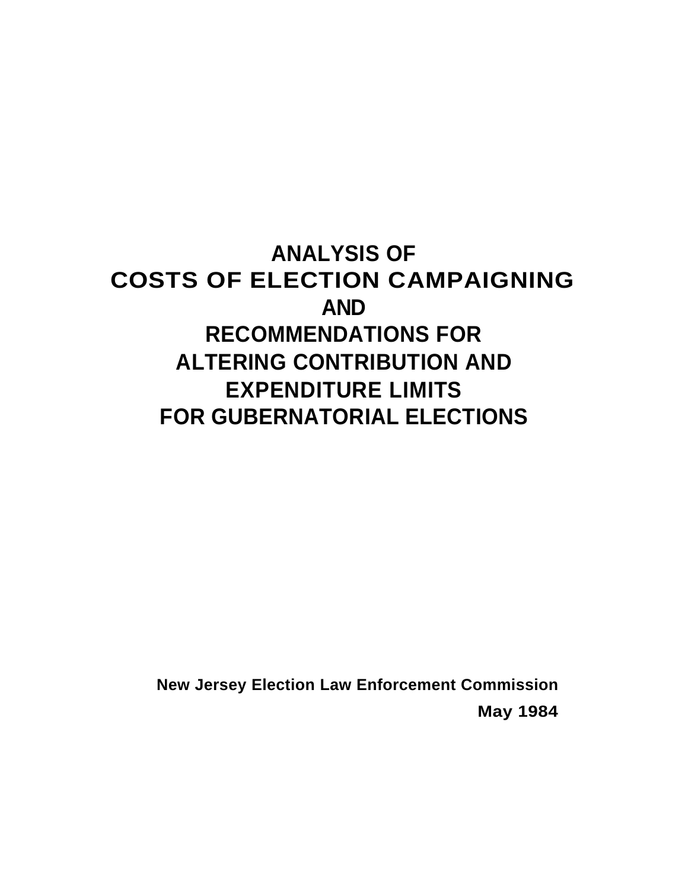# ANALYSIS OF
# COSTS OF ELECTION CAMPAIGNING
# AND
# RECOMMENDATIONS FOR ALTERING CONTRIBUTION AND EXPENDITURE LIMITS FOR GUBERNATORIAL ELECTIONS

**New Jersey Election Law Enforcement Commission**

**May 1984**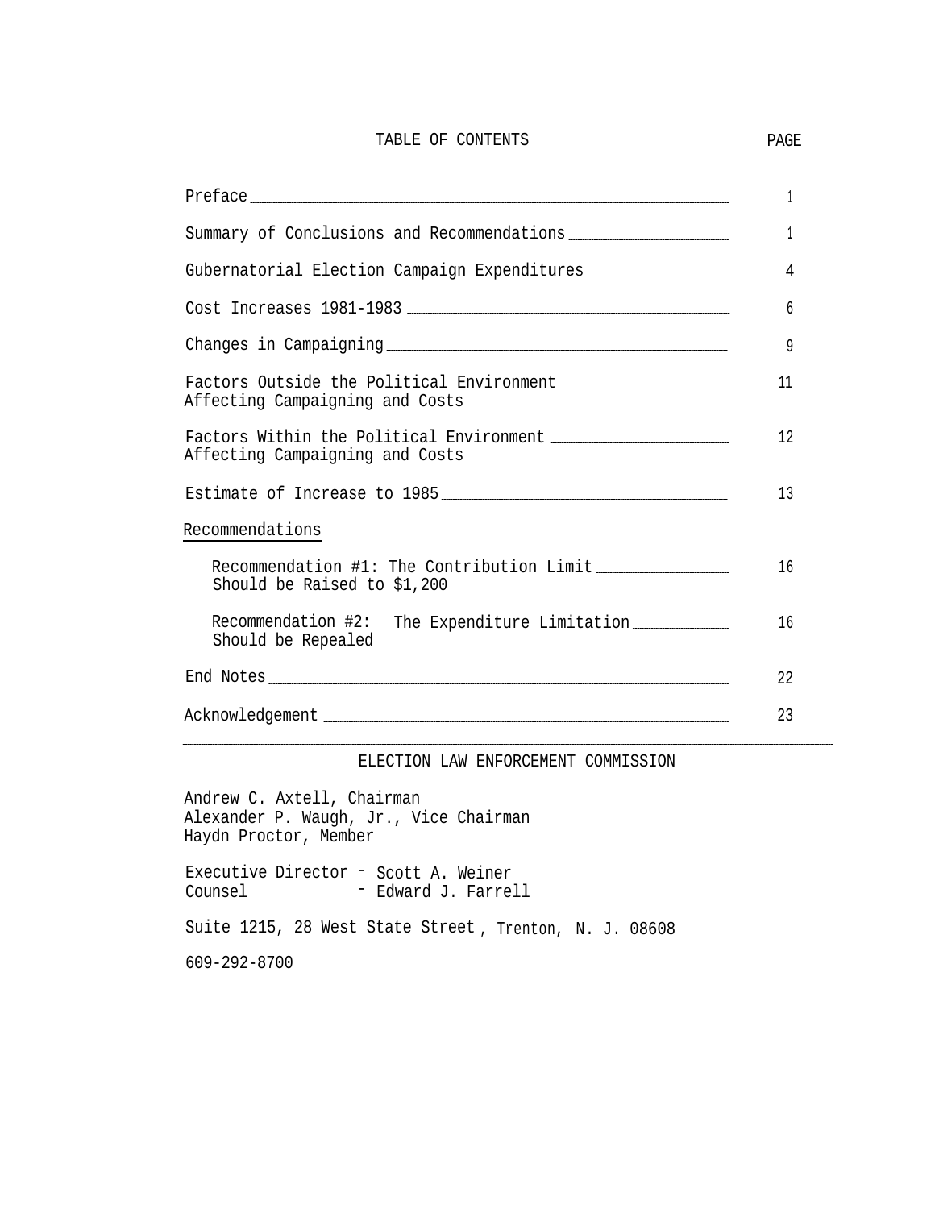# TABLE OF CONTENTS

| | PAGE |
|---|---|
| Preface | 1 |
| Summary of Conclusions and Recommendations | 1 |
| Gubernatorial Election Campaign Expenditures | 4 |
| Cost Increases 1981-1983 | 6 |
| Changes in Campaigning | 9 |
| Factors Outside the Political Environment Affecting Campaigning and Costs | 11 |
| Factors Within the Political Environment Affecting Campaigning and Costs | 12 |
| Estimate of Increase to 1985 | 13 |
| Recommendations | |
| Recommendation #1: The Contribution Limit Should be Raised to $1,200 | 16 |
| Recommendation #2: The Expenditure Limitation Should be Repealed | 16 |
| End Notes | 22 |
| Acknowledgement | 23 |

---

ELECTION LAW ENFORCEMENT COMMISSION

Andrew C. Axtell, Chairman
Alexander P. Waugh, Jr., Vice Chairman
Haydn Proctor, Member

Executive Director - Scott A. Weiner
Counsel - Edward J. Farrell

Suite 1215, 28 West State Street, Trenton, N. J. 08608

609-292-8700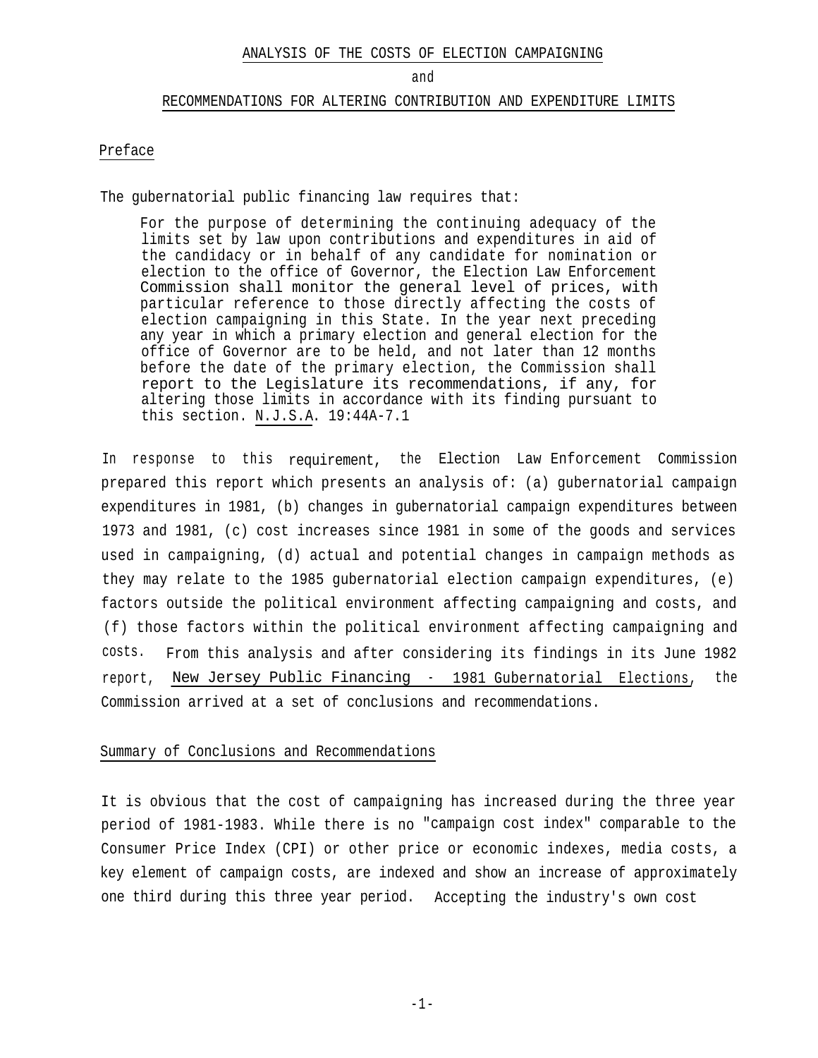# ANALYSIS OF THE COSTS OF ELECTION CAMPAIGNING

and

# RECOMMENDATIONS FOR ALTERING CONTRIBUTION AND EXPENDITURE LIMITS

## Preface

The gubernatorial public financing law requires that:

> For the purpose of determining the continuing adequacy of the limits set by law upon contributions and expenditures in aid of the candidacy or in behalf of any candidate for nomination or election to the office of Governor, the Election Law Enforcement Commission shall monitor the general level of prices, with particular reference to those directly affecting the costs of election campaigning in this State. In the year next preceding any year in which a primary election and general election for the office of Governor are to be held, and not later than 12 months before the date of the primary election, the Commission shall report to the Legislature its recommendations, if any, for altering those limits in accordance with its finding pursuant to this section. N.J.S.A. 19:44A-7.1

In response to this requirement, the Election Law Enforcement Commission prepared this report which presents an analysis of: (a) gubernatorial campaign expenditures in 1981, (b) changes in gubernatorial campaign expenditures between 1973 and 1981, (c) cost increases since 1981 in some of the goods and services used in campaigning, (d) actual and potential changes in campaign methods as they may relate to the 1985 gubernatorial election campaign expenditures, (e) factors outside the political environment affecting campaigning and costs, and (f) those factors within the political environment affecting campaigning and costs. From this analysis and after considering its findings in its June 1982 report, New Jersey Public Financing - 1981 Gubernatorial Elections, the Commission arrived at a set of conclusions and recommendations.

## Summary of Conclusions and Recommendations

It is obvious that the cost of campaigning has increased during the three year period of 1981-1983. While there is no "campaign cost index" comparable to the Consumer Price Index (CPI) or other price or economic indexes, media costs, a key element of campaign costs, are indexed and show an increase of approximately one third during this three year period. Accepting the industry's own cost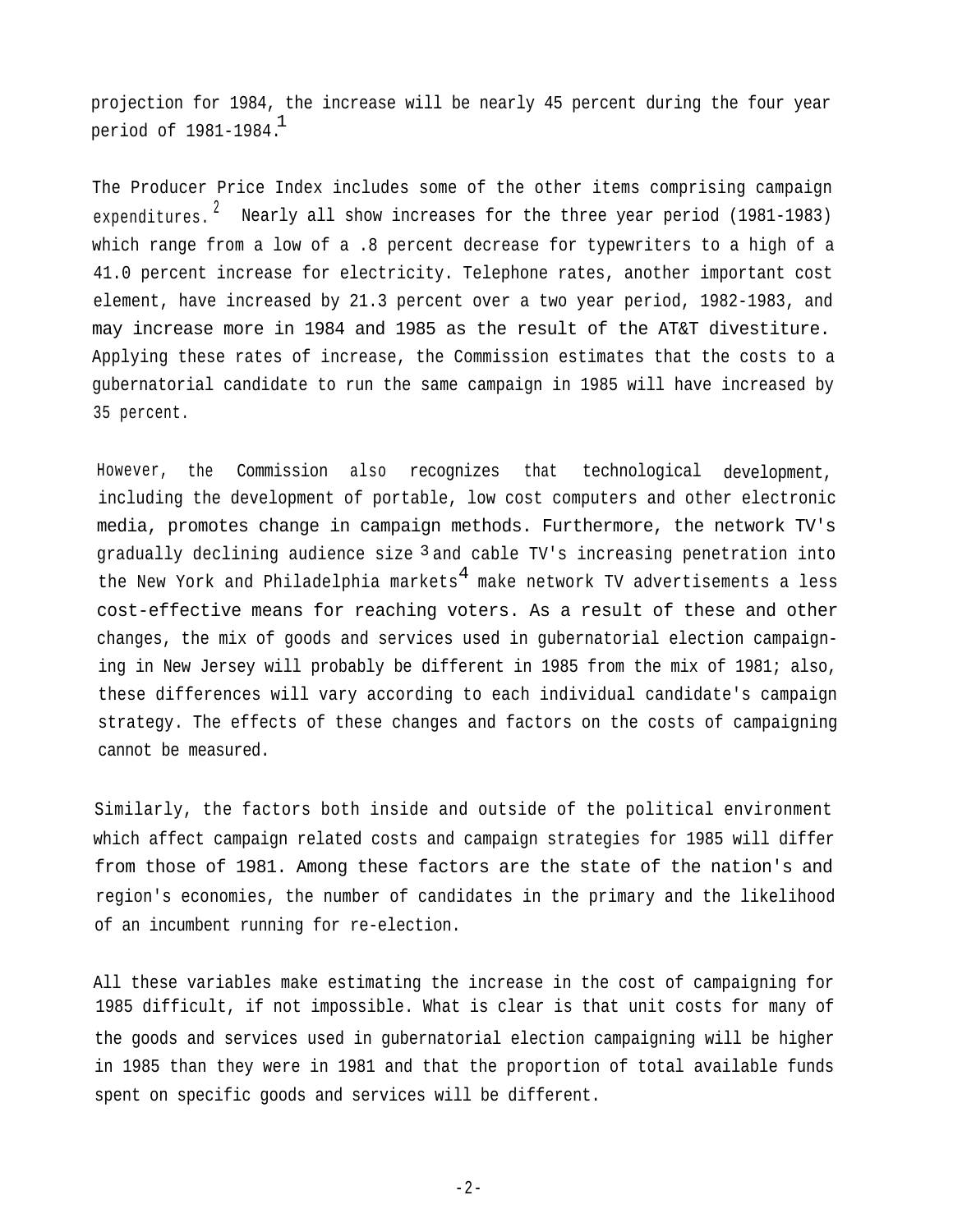projection for 1984, the increase will be nearly 45 percent during the four year period of 1981-1984.[1]

The Producer Price Index includes some of the other items comprising campaign expenditures.[2] Nearly all show increases for the three year period (1981-1983) which range from a low of a .8 percent decrease for typewriters to a high of a 41.0 percent increase for electricity. Telephone rates, another important cost element, have increased by 21.3 percent over a two year period, 1982-1983, and may increase more in 1984 and 1985 as the result of the AT&T divestiture. Applying these rates of increase, the Commission estimates that the costs to a gubernatorial candidate to run the same campaign in 1985 will have increased by 35 percent.

However, the Commission also recognizes that technological development, including the development of portable, low cost computers and other electronic media, promotes change in campaign methods. Furthermore, the network TV's gradually declining audience size [3] and cable TV's increasing penetration into the New York and Philadelphia markets[4] make network TV advertisements a less cost-effective means for reaching voters. As a result of these and other changes, the mix of goods and services used in gubernatorial election campaigning in New Jersey will probably be different in 1985 from the mix of 1981; also, these differences will vary according to each individual candidate's campaign strategy. The effects of these changes and factors on the costs of campaigning cannot be measured.

Similarly, the factors both inside and outside of the political environment which affect campaign related costs and campaign strategies for 1985 will differ from those of 1981. Among these factors are the state of the nation's and region's economies, the number of candidates in the primary and the likelihood of an incumbent running for re-election.

All these variables make estimating the increase in the cost of campaigning for 1985 difficult, if not impossible. What is clear is that unit costs for many of the goods and services used in gubernatorial election campaigning will be higher in 1985 than they were in 1981 and that the proportion of total available funds spent on specific goods and services will be different.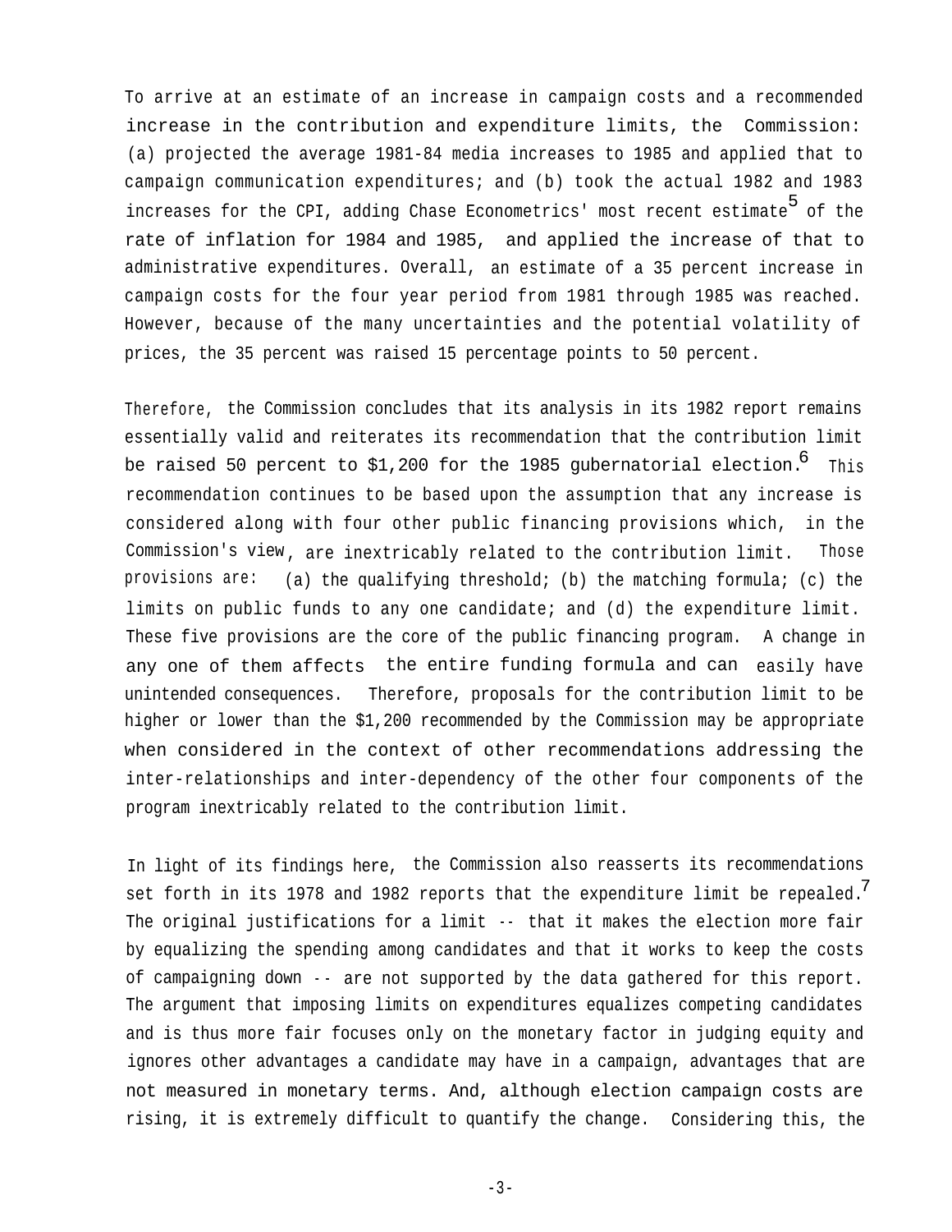To arrive at an estimate of an increase in campaign costs and a recommended increase in the contribution and expenditure limits, the Commission: (a) projected the average 1981-84 media increases to 1985 and applied that to campaign communication expenditures; and (b) took the actual 1982 and 1983 increases for the CPI, adding Chase Econometrics' most recent estimate[5] of the rate of inflation for 1984 and 1985, and applied the increase of that to administrative expenditures. Overall, an estimate of a 35 percent increase in campaign costs for the four year period from 1981 through 1985 was reached. However, because of the many uncertainties and the potential volatility of prices, the 35 percent was raised 15 percentage points to 50 percent.

Therefore, the Commission concludes that its analysis in its 1982 report remains essentially valid and reiterates its recommendation that the contribution limit be raised 50 percent to $1,200 for the 1985 gubernatorial election.[6] This recommendation continues to be based upon the assumption that any increase is considered along with four other public financing provisions which, in the Commission's view, are inextricably related to the contribution limit. Those provisions are: (a) the qualifying threshold; (b) the matching formula; (c) the limits on public funds to any one candidate; and (d) the expenditure limit. These five provisions are the core of the public financing program. A change in any one of them affects the entire funding formula and can easily have unintended consequences. Therefore, proposals for the contribution limit to be higher or lower than the $1,200 recommended by the Commission may be appropriate when considered in the context of other recommendations addressing the inter-relationships and inter-dependency of the other four components of the program inextricably related to the contribution limit.

In light of its findings here, the Commission also reasserts its recommendations set forth in its 1978 and 1982 reports that the expenditure limit be repealed.[7] The original justifications for a limit -- that it makes the election more fair by equalizing the spending among candidates and that it works to keep the costs of campaigning down -- are not supported by the data gathered for this report. The argument that imposing limits on expenditures equalizes competing candidates and is thus more fair focuses only on the monetary factor in judging equity and ignores other advantages a candidate may have in a campaign, advantages that are not measured in monetary terms. And, although election campaign costs are rising, it is extremely difficult to quantify the change. Considering this, the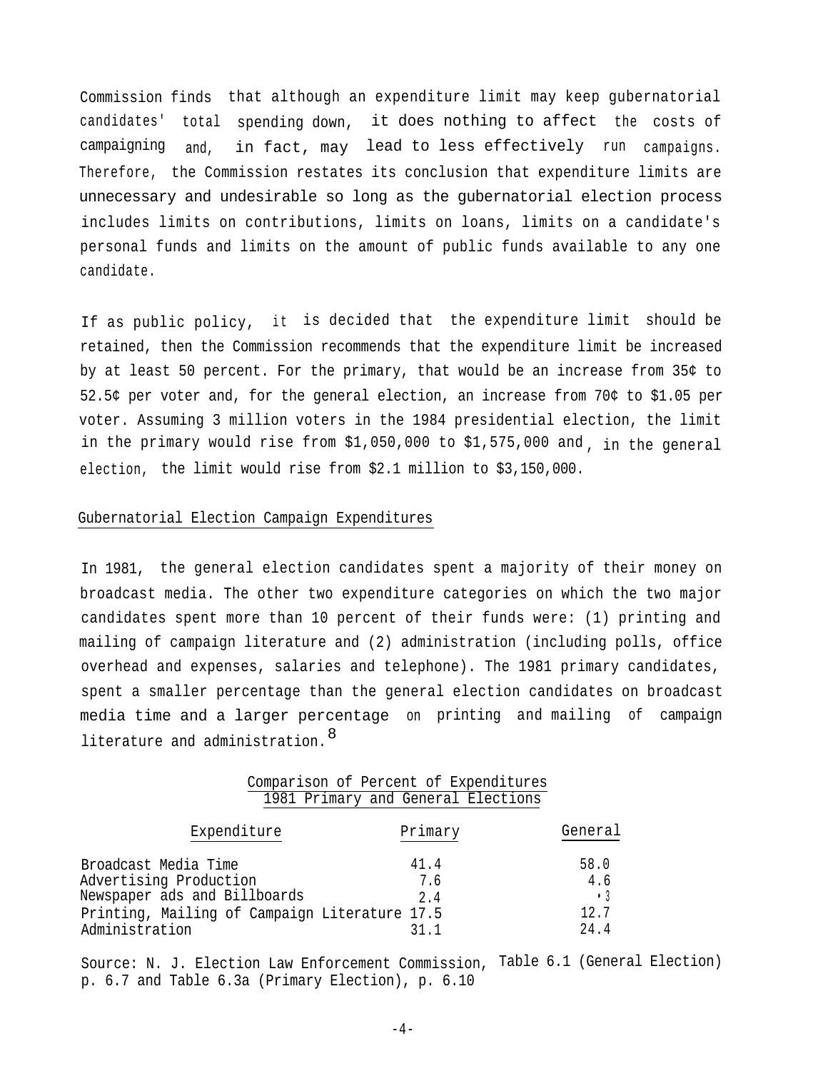Commission finds that although an expenditure limit may keep gubernatorial candidates' total spending down, it does nothing to affect the costs of campaigning and, in fact, may lead to less effectively run campaigns. Therefore, the Commission restates its conclusion that expenditure limits are unnecessary and undesirable so long as the gubernatorial election process includes limits on contributions, limits on loans, limits on a candidate's personal funds and limits on the amount of public funds available to any one candidate.

If as public policy, it is decided that the expenditure limit should be retained, then the Commission recommends that the expenditure limit be increased by at least 50 percent. For the primary, that would be an increase from 35¢ to 52.5¢ per voter and, for the general election, an increase from 70¢ to $1.05 per voter. Assuming 3 million voters in the 1984 presidential election, the limit in the primary would rise from $1,050,000 to $1,575,000 and, in the general election, the limit would rise from $2.1 million to $3,150,000.

## Gubernatorial Election Campaign Expenditures

In 1981, the general election candidates spent a majority of their money on broadcast media. The other two expenditure categories on which the two major candidates spent more than 10 percent of their funds were: (1) printing and mailing of campaign literature and (2) administration (including polls, office overhead and expenses, salaries and telephone). The 1981 primary candidates, spent a smaller percentage than the general election candidates on broadcast media time and a larger percentage on printing and mailing of campaign literature and administration.[8]

Comparison of Percent of Expenditures
1981 Primary and General Elections

| Expenditure | Primary | General |
|---|---|---|
| Broadcast Media Time | 41.4 | 58.0 |
| Advertising Production | 7.6 | 4.6 |
| Newspaper ads and Billboards | 2.4 | .3 |
| Printing, Mailing of Campaign Literature | 17.5 | 12.7 |
| Administration | 31.1 | 24.4 |

Source: N. J. Election Law Enforcement Commission, Table 6.1 (General Election) p. 6.7 and Table 6.3a (Primary Election), p. 6.10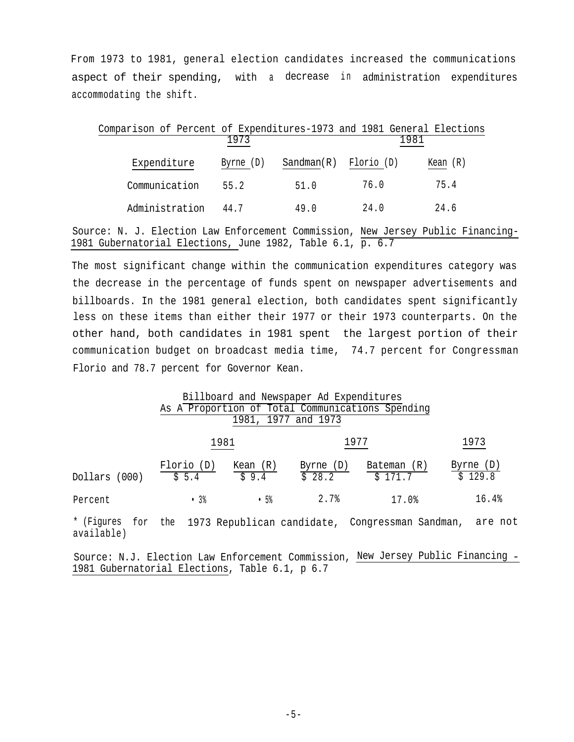From 1973 to 1981, general election candidates increased the communications aspect of their spending, with a decrease in administration expenditures accommodating the shift.

Comparison of Percent of Expenditures-1973 and 1981 General Elections

| | 1973 | | 1981 | |
|---|---|---|---|---|
| Expenditure | Byrne (D) | Sandman(R) | Florio (D) | Kean (R) |
| Communication | 55.2 | 51.0 | 76.0 | 75.4 |
| Administration | 44.7 | 49.0 | 24.0 | 24.6 |

Source: N. J. Election Law Enforcement Commission, New Jersey Public Financing-1981 Gubernatorial Elections, June 1982, Table 6.1, p. 6.7

The most significant change within the communication expenditures category was the decrease in the percentage of funds spent on newspaper advertisements and billboards. In the 1981 general election, both candidates spent significantly less on these items than either their 1977 or their 1973 counterparts. On the other hand, both candidates in 1981 spent the largest portion of their communication budget on broadcast media time, 74.7 percent for Congressman Florio and 78.7 percent for Governor Kean.

Billboard and Newspaper Ad Expenditures
As A Proportion of Total Communications Spending
1981, 1977 and 1973

| | 1981 | | 1977 | | 1973 |
|---|---|---|---|---|---|
| | Florio (D) | Kean (R) | Byrne (D) | Bateman (R) | Byrne (D) |
| Dollars (000) | $ 5.4 | $ 9.4 | $ 28.2 | $ 171.7 | $ 129.8 |
| Percent | .3% | .5% | 2.7% | 17.0% | 16.4% |

* (Figures for the 1973 Republican candidate, Congressman Sandman, are not available)

Source: N.J. Election Law Enforcement Commission, New Jersey Public Financing - 1981 Gubernatorial Elections, Table 6.1, p 6.7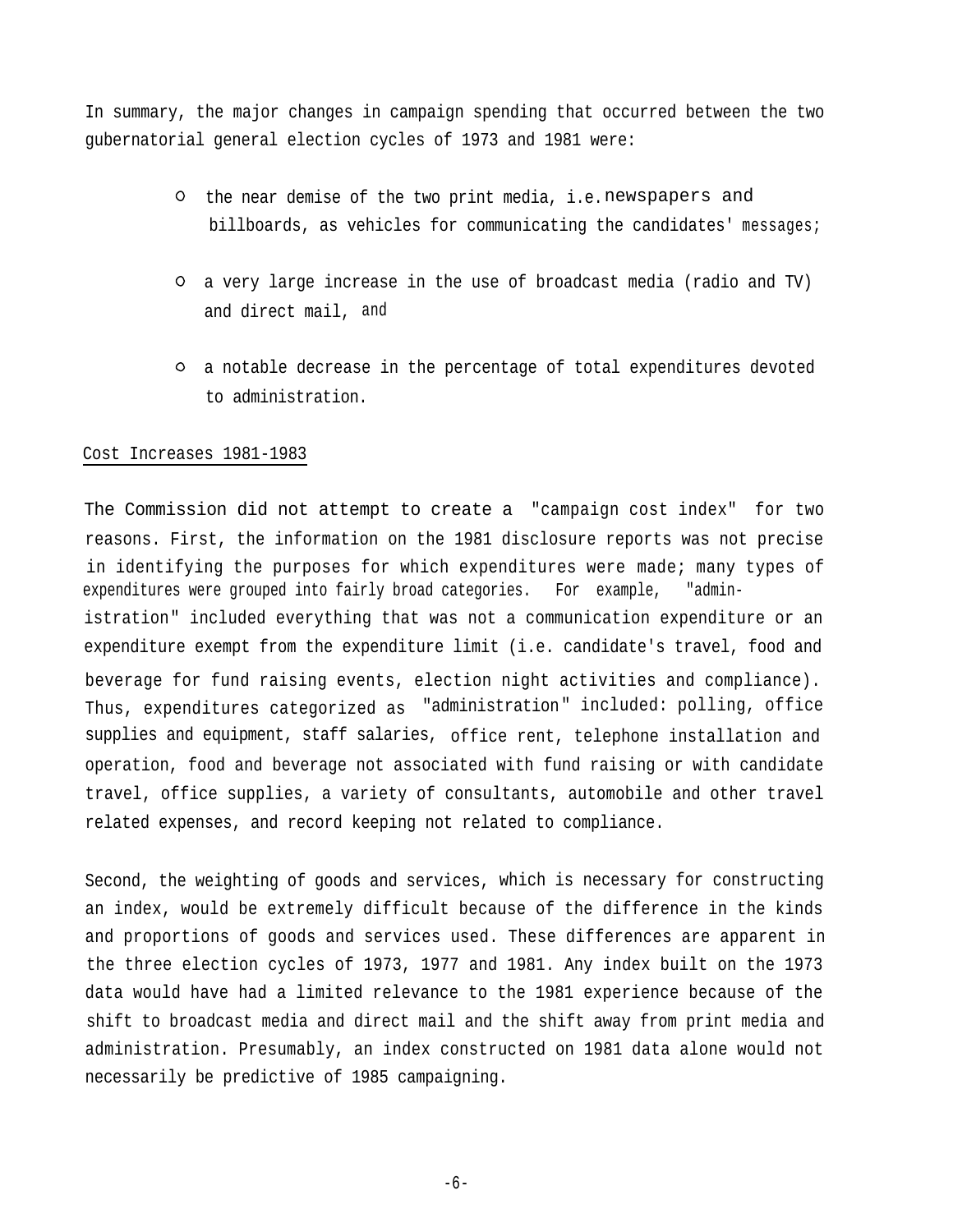In summary, the major changes in campaign spending that occurred between the two gubernatorial general election cycles of 1973 and 1981 were:

- the near demise of the two print media, i.e. newspapers and billboards, as vehicles for communicating the candidates' messages;

- a very large increase in the use of broadcast media (radio and TV) and direct mail, and

- a notable decrease in the percentage of total expenditures devoted to administration.

Cost Increases 1981-1983

The Commission did not attempt to create a "campaign cost index" for two reasons. First, the information on the 1981 disclosure reports was not precise in identifying the purposes for which expenditures were made; many types of expenditures were grouped into fairly broad categories. For example, "administration" included everything that was not a communication expenditure or an expenditure exempt from the expenditure limit (i.e. candidate's travel, food and beverage for fund raising events, election night activities and compliance). Thus, expenditures categorized as "administration" included: polling, office supplies and equipment, staff salaries, office rent, telephone installation and operation, food and beverage not associated with fund raising or with candidate travel, office supplies, a variety of consultants, automobile and other travel related expenses, and record keeping not related to compliance.

Second, the weighting of goods and services, which is necessary for constructing an index, would be extremely difficult because of the difference in the kinds and proportions of goods and services used. These differences are apparent in the three election cycles of 1973, 1977 and 1981. Any index built on the 1973 data would have had a limited relevance to the 1981 experience because of the shift to broadcast media and direct mail and the shift away from print media and administration. Presumably, an index constructed on 1981 data alone would not necessarily be predictive of 1985 campaigning.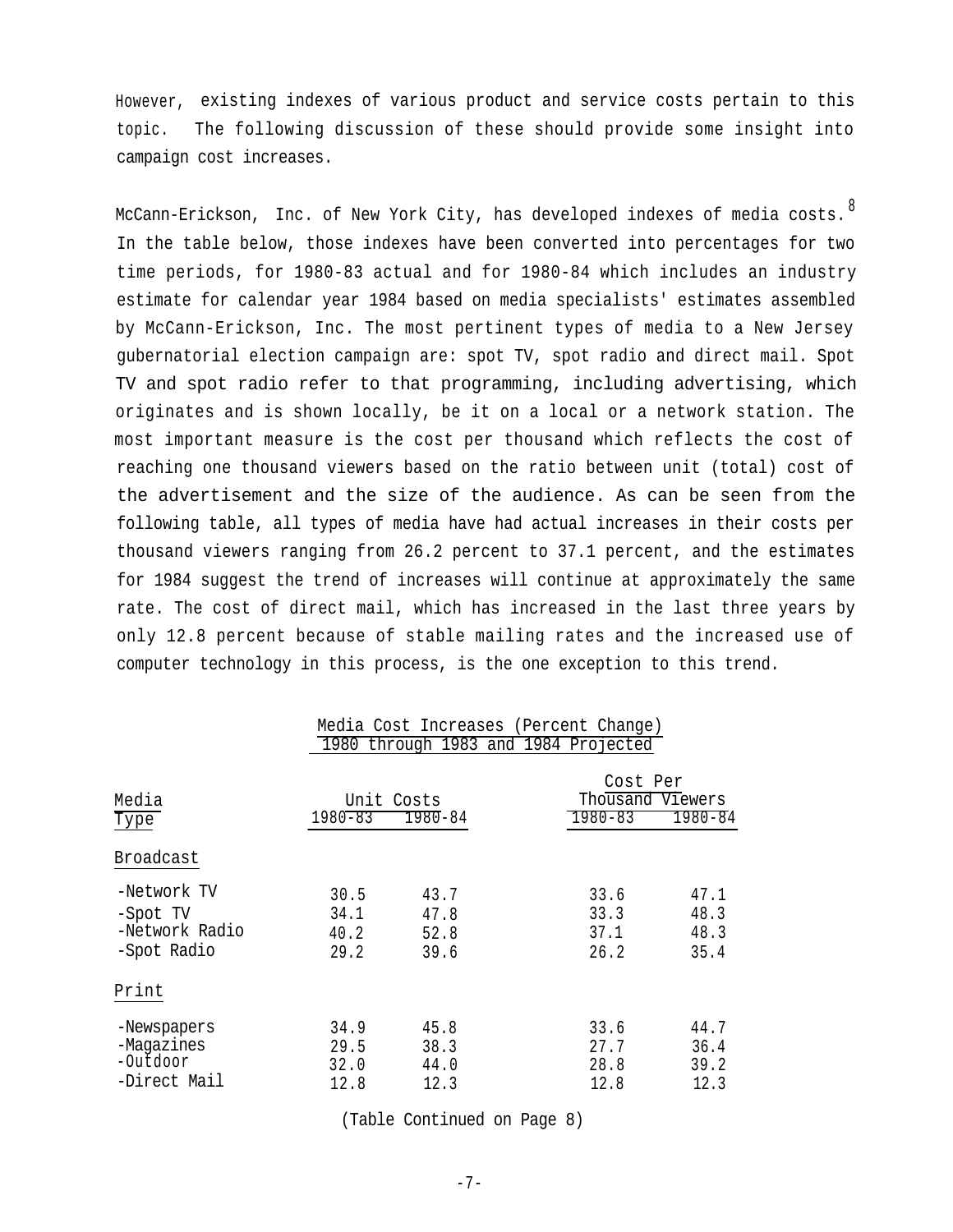However, existing indexes of various product and service costs pertain to this topic. The following discussion of these should provide some insight into campaign cost increases.

McCann-Erickson, Inc. of New York City, has developed indexes of media costs.[8] In the table below, those indexes have been converted into percentages for two time periods, for 1980-83 actual and for 1980-84 which includes an industry estimate for calendar year 1984 based on media specialists' estimates assembled by McCann-Erickson, Inc. The most pertinent types of media to a New Jersey gubernatorial election campaign are: spot TV, spot radio and direct mail. Spot TV and spot radio refer to that programming, including advertising, which originates and is shown locally, be it on a local or a network station. The most important measure is the cost per thousand which reflects the cost of reaching one thousand viewers based on the ratio between unit (total) cost of the advertisement and the size of the audience. As can be seen from the following table, all types of media have had actual increases in their costs per thousand viewers ranging from 26.2 percent to 37.1 percent, and the estimates for 1984 suggest the trend of increases will continue at approximately the same rate. The cost of direct mail, which has increased in the last three years by only 12.8 percent because of stable mailing rates and the increased use of computer technology in this process, is the one exception to this trend.

Media Cost Increases (Percent Change)
1980 through 1983 and 1984 Projected

| Media Type | Unit Costs | | Cost Per Thousand Viewers | |
|---|---|---|---|---|
| | 1980-83 | 1980-84 | 1980-83 | 1980-84 |
| **Broadcast** | | | | |
| -Network TV | 30.5 | 43.7 | 33.6 | 47.1 |
| -Spot TV | 34.1 | 47.8 | 33.3 | 48.3 |
| -Network Radio | 40.2 | 52.8 | 37.1 | 48.3 |
| -Spot Radio | 29.2 | 39.6 | 26.2 | 35.4 |
| **Print** | | | | |
| -Newspapers | 34.9 | 45.8 | 33.6 | 44.7 |
| -Magazines | 29.5 | 38.3 | 27.7 | 36.4 |
| -Outdoor | 32.0 | 44.0 | 28.8 | 39.2 |
| -Direct Mail | 12.8 | 12.3 | 12.8 | 12.3 |

(Table Continued on Page 8)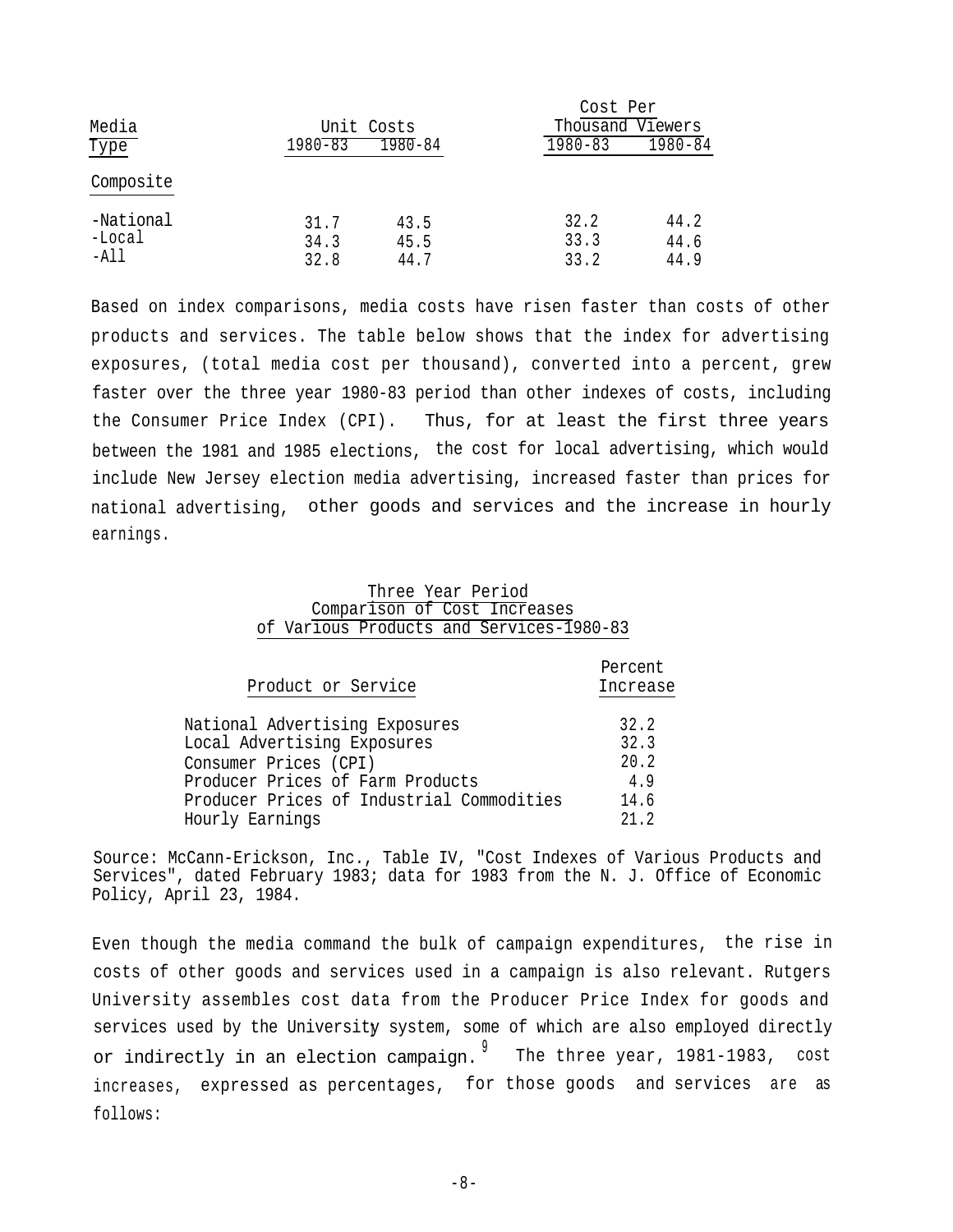| Media Type | Unit Costs | | Cost Per Thousand Viewers | |
|---|---|---|---|---|
| | 1980-83 | 1980-84 | 1980-83 | 1980-84 |
| Composite | | | | |
| -National | 31.7 | 43.5 | 32.2 | 44.2 |
| -Local | 34.3 | 45.5 | 33.3 | 44.6 |
| -All | 32.8 | 44.7 | 33.2 | 44.9 |

Based on index comparisons, media costs have risen faster than costs of other products and services. The table below shows that the index for advertising exposures, (total media cost per thousand), converted into a percent, grew faster over the three year 1980-83 period than other indexes of costs, including the Consumer Price Index (CPI). Thus, for at least the first three years between the 1981 and 1985 elections, the cost for local advertising, which would include New Jersey election media advertising, increased faster than prices for national advertising, other goods and services and the increase in hourly earnings.

Three Year Period
Comparison of Cost Increases
of Various Products and Services-1980-83

| Product or Service | Percent Increase |
|---|---|
| National Advertising Exposures | 32.2 |
| Local Advertising Exposures | 32.3 |
| Consumer Prices (CPI) | 20.2 |
| Producer Prices of Farm Products | 4.9 |
| Producer Prices of Industrial Commodities | 14.6 |
| Hourly Earnings | 21.2 |

Source: McCann-Erickson, Inc., Table IV, "Cost Indexes of Various Products and Services", dated February 1983; data for 1983 from the N. J. Office of Economic Policy, April 23, 1984.

Even though the media command the bulk of campaign expenditures, the rise in costs of other goods and services used in a campaign is also relevant. Rutgers University assembles cost data from the Producer Price Index for goods and services used by the University system, some of which are also employed directly or indirectly in an election campaign.[9] The three year, 1981-1983, cost increases, expressed as percentages, for those goods and services are as follows: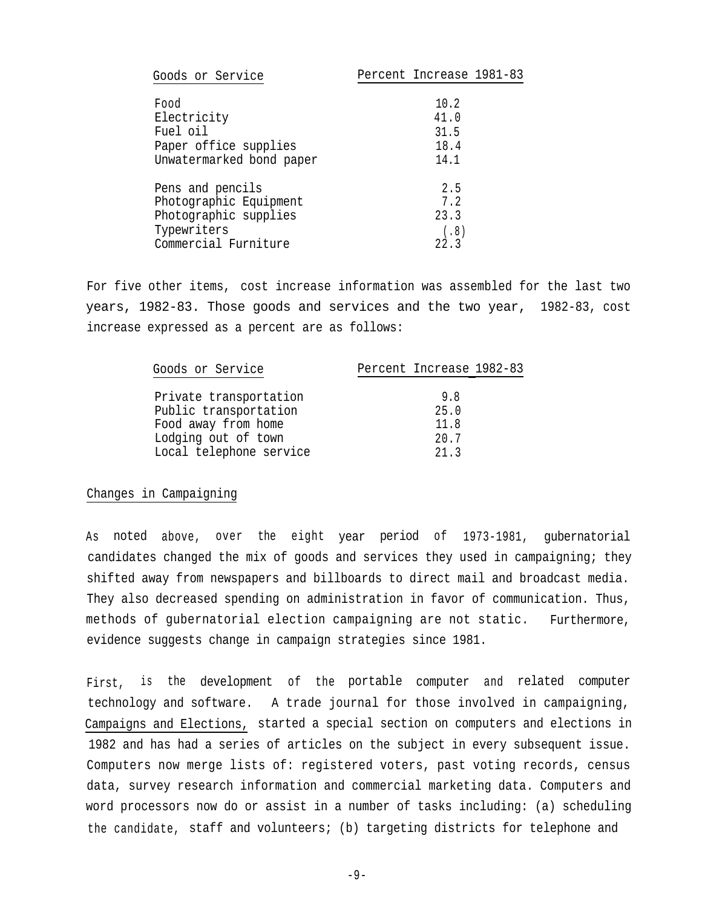| Goods or Service | Percent Increase 1981-83 |
|---|---|
| Food | 10.2 |
| Electricity | 41.0 |
| Fuel oil | 31.5 |
| Paper office supplies | 18.4 |
| Unwatermarked bond paper | 14.1 |
| Pens and pencils | 2.5 |
| Photographic Equipment | 7.2 |
| Photographic supplies | 23.3 |
| Typewriters | (.8) |
| Commercial Furniture | 22.3 |

For five other items, cost increase information was assembled for the last two years, 1982-83. Those goods and services and the two year, 1982-83, cost increase expressed as a percent are as follows:

| Goods or Service | Percent Increase 1982-83 |
|---|---|
| Private transportation | 9.8 |
| Public transportation | 25.0 |
| Food away from home | 11.8 |
| Lodging out of town | 20.7 |
| Local telephone service | 21.3 |

## Changes in Campaigning

As noted above, over the eight year period of 1973-1981, gubernatorial candidates changed the mix of goods and services they used in campaigning; they shifted away from newspapers and billboards to direct mail and broadcast media. They also decreased spending on administration in favor of communication. Thus, methods of gubernatorial election campaigning are not static. Furthermore, evidence suggests change in campaign strategies since 1981.

First, is the development of the portable computer and related computer technology and software. A trade journal for those involved in campaigning, Campaigns and Elections, started a special section on computers and elections in 1982 and has had a series of articles on the subject in every subsequent issue. Computers now merge lists of: registered voters, past voting records, census data, survey research information and commercial marketing data. Computers and word processors now do or assist in a number of tasks including: (a) scheduling the candidate, staff and volunteers; (b) targeting districts for telephone and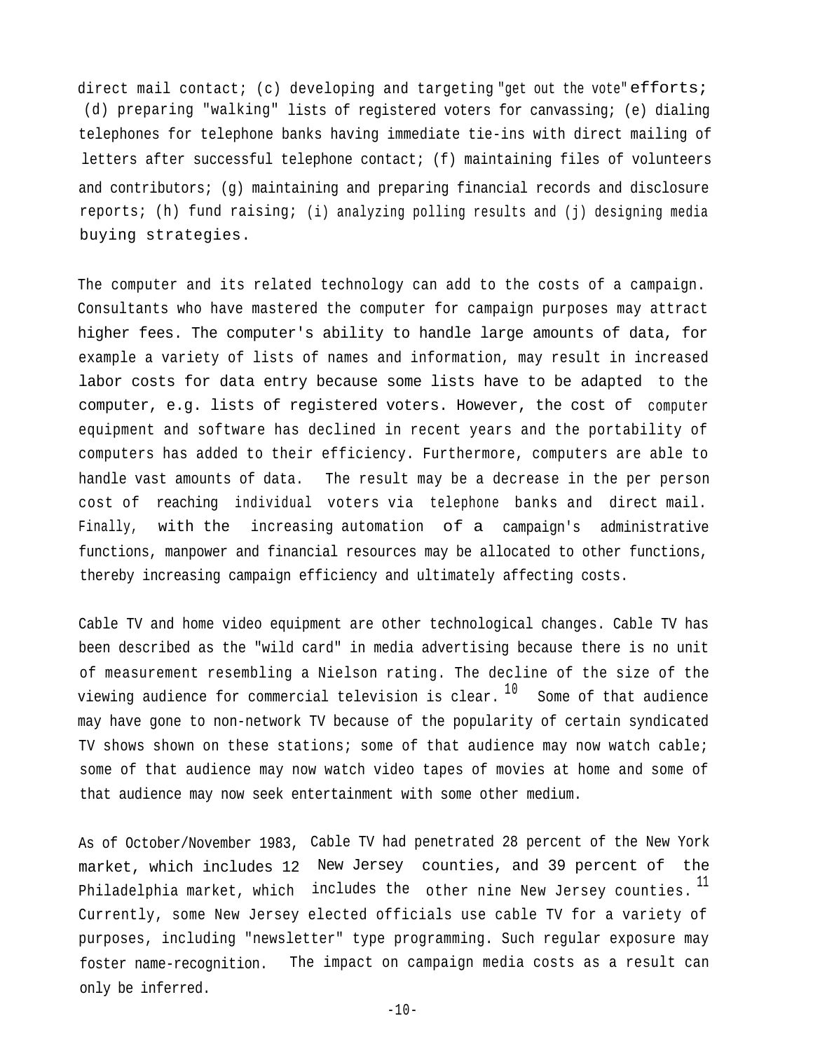direct mail contact; (c) developing and targeting "get out the vote" efforts; (d) preparing "walking" lists of registered voters for canvassing; (e) dialing telephones for telephone banks having immediate tie-ins with direct mailing of letters after successful telephone contact; (f) maintaining files of volunteers and contributors; (g) maintaining and preparing financial records and disclosure reports; (h) fund raising; (i) analyzing polling results and (j) designing media buying strategies.

The computer and its related technology can add to the costs of a campaign. Consultants who have mastered the computer for campaign purposes may attract higher fees. The computer's ability to handle large amounts of data, for example a variety of lists of names and information, may result in increased labor costs for data entry because some lists have to be adapted to the computer, e.g. lists of registered voters. However, the cost of computer equipment and software has declined in recent years and the portability of computers has added to their efficiency. Furthermore, computers are able to handle vast amounts of data. The result may be a decrease in the per person cost of reaching individual voters via telephone banks and direct mail. Finally, with the increasing automation of a campaign's administrative functions, manpower and financial resources may be allocated to other functions, thereby increasing campaign efficiency and ultimately affecting costs.

Cable TV and home video equipment are other technological changes. Cable TV has been described as the "wild card" in media advertising because there is no unit of measurement resembling a Nielson rating. The decline of the size of the viewing audience for commercial television is clear.[10] Some of that audience may have gone to non-network TV because of the popularity of certain syndicated TV shows shown on these stations; some of that audience may now watch cable; some of that audience may now watch video tapes of movies at home and some of that audience may now seek entertainment with some other medium.

As of October/November 1983, Cable TV had penetrated 28 percent of the New York market, which includes 12 New Jersey counties, and 39 percent of the Philadelphia market, which includes the other nine New Jersey counties.[11] Currently, some New Jersey elected officials use cable TV for a variety of purposes, including "newsletter" type programming. Such regular exposure may foster name-recognition. The impact on campaign media costs as a result can only be inferred.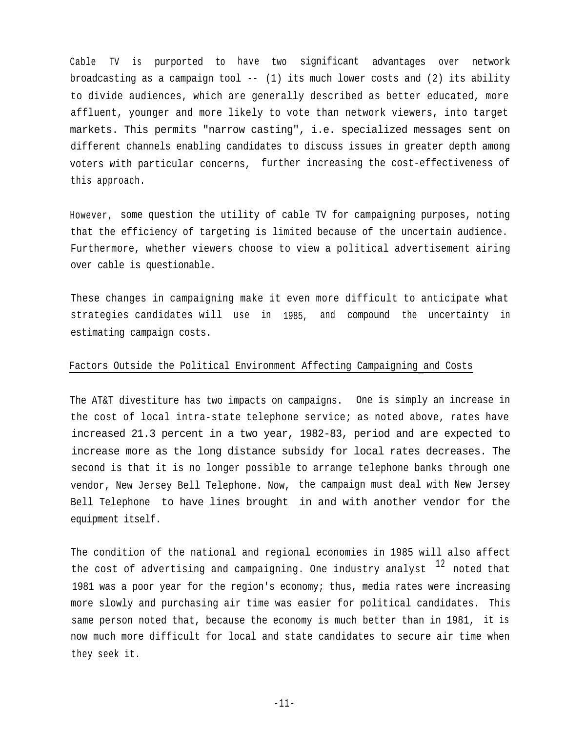Cable TV is purported to have two significant advantages over network broadcasting as a campaign tool -- (1) its much lower costs and (2) its ability to divide audiences, which are generally described as better educated, more affluent, younger and more likely to vote than network viewers, into target markets. This permits "narrow casting", i.e. specialized messages sent on different channels enabling candidates to discuss issues in greater depth among voters with particular concerns, further increasing the cost-effectiveness of this approach.

However, some question the utility of cable TV for campaigning purposes, noting that the efficiency of targeting is limited because of the uncertain audience. Furthermore, whether viewers choose to view a political advertisement airing over cable is questionable.

These changes in campaigning make it even more difficult to anticipate what strategies candidates will use in 1985, and compound the uncertainty in estimating campaign costs.

## Factors Outside the Political Environment Affecting Campaigning and Costs

The AT&T divestiture has two impacts on campaigns. One is simply an increase in the cost of local intra-state telephone service; as noted above, rates have increased 21.3 percent in a two year, 1982-83, period and are expected to increase more as the long distance subsidy for local rates decreases. The second is that it is no longer possible to arrange telephone banks through one vendor, New Jersey Bell Telephone. Now, the campaign must deal with New Jersey Bell Telephone to have lines brought in and with another vendor for the equipment itself.

The condition of the national and regional economies in 1985 will also affect the cost of advertising and campaigning. One industry analyst [12] noted that 1981 was a poor year for the region's economy; thus, media rates were increasing more slowly and purchasing air time was easier for political candidates. This same person noted that, because the economy is much better than in 1981, it is now much more difficult for local and state candidates to secure air time when they seek it.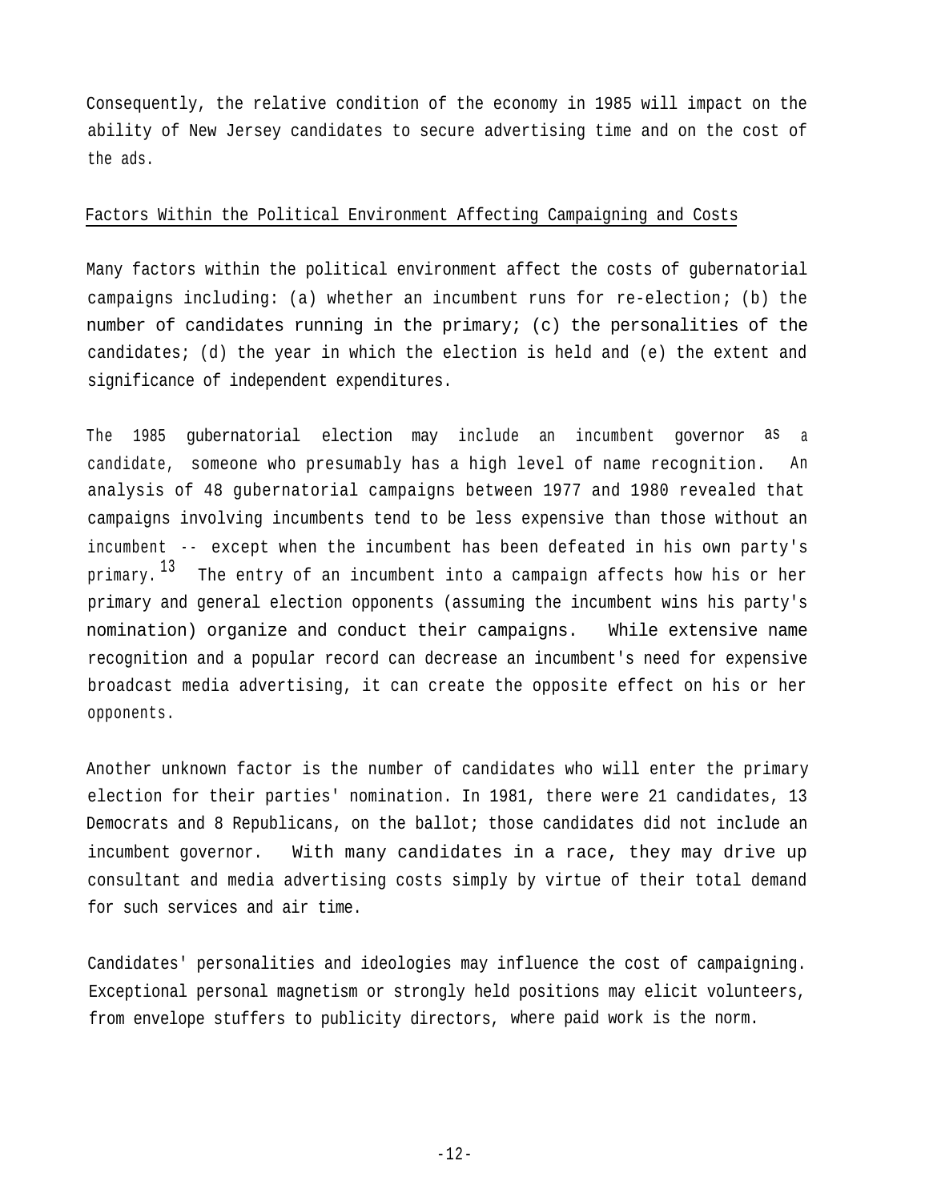Consequently, the relative condition of the economy in 1985 will impact on the ability of New Jersey candidates to secure advertising time and on the cost of the ads.

## Factors Within the Political Environment Affecting Campaigning and Costs

Many factors within the political environment affect the costs of gubernatorial campaigns including: (a) whether an incumbent runs for re-election; (b) the number of candidates running in the primary; (c) the personalities of the candidates; (d) the year in which the election is held and (e) the extent and significance of independent expenditures.

The 1985 gubernatorial election may include an incumbent governor as a candidate, someone who presumably has a high level of name recognition. An analysis of 48 gubernatorial campaigns between 1977 and 1980 revealed that campaigns involving incumbents tend to be less expensive than those without an incumbent -- except when the incumbent has been defeated in his own party's primary.[13] The entry of an incumbent into a campaign affects how his or her primary and general election opponents (assuming the incumbent wins his party's nomination) organize and conduct their campaigns. While extensive name recognition and a popular record can decrease an incumbent's need for expensive broadcast media advertising, it can create the opposite effect on his or her opponents.

Another unknown factor is the number of candidates who will enter the primary election for their parties' nomination. In 1981, there were 21 candidates, 13 Democrats and 8 Republicans, on the ballot; those candidates did not include an incumbent governor. With many candidates in a race, they may drive up consultant and media advertising costs simply by virtue of their total demand for such services and air time.

Candidates' personalities and ideologies may influence the cost of campaigning. Exceptional personal magnetism or strongly held positions may elicit volunteers, from envelope stuffers to publicity directors, where paid work is the norm.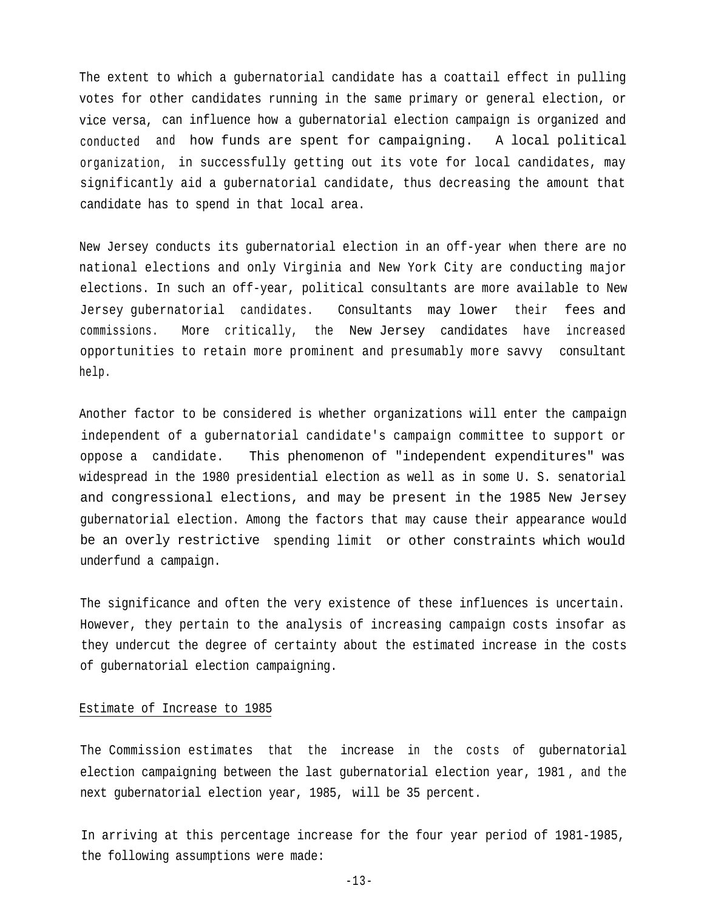The extent to which a gubernatorial candidate has a coattail effect in pulling votes for other candidates running in the same primary or general election, or vice versa, can influence how a gubernatorial election campaign is organized and conducted and how funds are spent for campaigning. A local political organization, in successfully getting out its vote for local candidates, may significantly aid a gubernatorial candidate, thus decreasing the amount that candidate has to spend in that local area.

New Jersey conducts its gubernatorial election in an off-year when there are no national elections and only Virginia and New York City are conducting major elections. In such an off-year, political consultants are more available to New Jersey gubernatorial candidates. Consultants may lower their fees and commissions. More critically, the New Jersey candidates have increased opportunities to retain more prominent and presumably more savvy consultant help.

Another factor to be considered is whether organizations will enter the campaign independent of a gubernatorial candidate's campaign committee to support or oppose a candidate. This phenomenon of "independent expenditures" was widespread in the 1980 presidential election as well as in some U. S. senatorial and congressional elections, and may be present in the 1985 New Jersey gubernatorial election. Among the factors that may cause their appearance would be an overly restrictive spending limit or other constraints which would underfund a campaign.

The significance and often the very existence of these influences is uncertain. However, they pertain to the analysis of increasing campaign costs insofar as they undercut the degree of certainty about the estimated increase in the costs of gubernatorial election campaigning.

## Estimate of Increase to 1985

The Commission estimates that the increase in the costs of gubernatorial election campaigning between the last gubernatorial election year, 1981, and the next gubernatorial election year, 1985, will be 35 percent.

In arriving at this percentage increase for the four year period of 1981-1985, the following assumptions were made: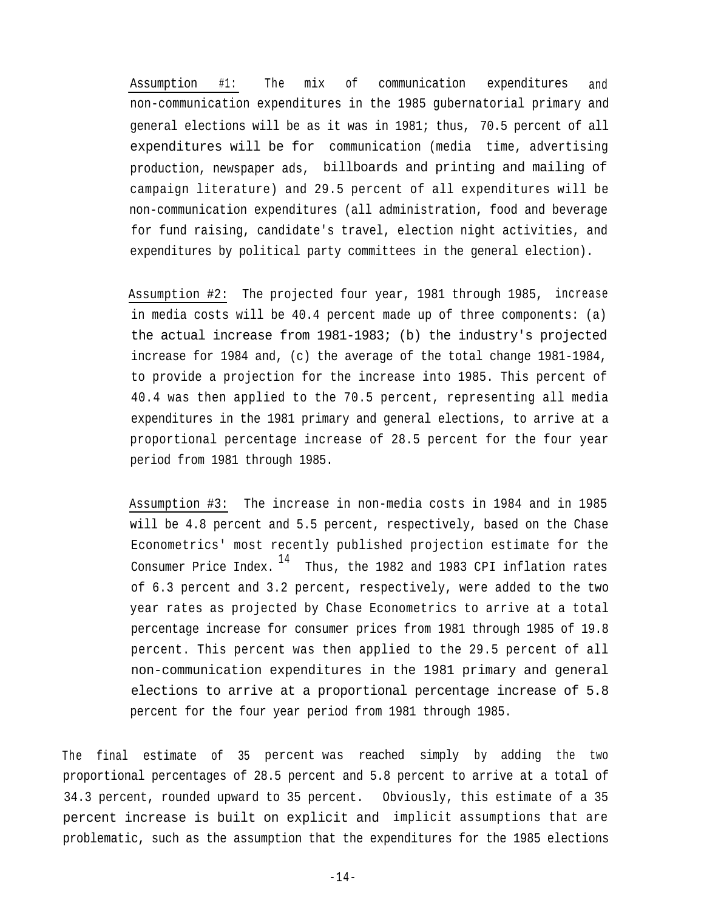Assumption #1: The mix of communication expenditures and non-communication expenditures in the 1985 gubernatorial primary and general elections will be as it was in 1981; thus, 70.5 percent of all expenditures will be for communication (media time, advertising production, newspaper ads, billboards and printing and mailing of campaign literature) and 29.5 percent of all expenditures will be non-communication expenditures (all administration, food and beverage for fund raising, candidate's travel, election night activities, and expenditures by political party committees in the general election).

Assumption #2: The projected four year, 1981 through 1985, increase in media costs will be 40.4 percent made up of three components: (a) the actual increase from 1981-1983; (b) the industry's projected increase for 1984 and, (c) the average of the total change 1981-1984, to provide a projection for the increase into 1985. This percent of 40.4 was then applied to the 70.5 percent, representing all media expenditures in the 1981 primary and general elections, to arrive at a proportional percentage increase of 28.5 percent for the four year period from 1981 through 1985.

Assumption #3: The increase in non-media costs in 1984 and in 1985 will be 4.8 percent and 5.5 percent, respectively, based on the Chase Econometrics' most recently published projection estimate for the Consumer Price Index.[14] Thus, the 1982 and 1983 CPI inflation rates of 6.3 percent and 3.2 percent, respectively, were added to the two year rates as projected by Chase Econometrics to arrive at a total percentage increase for consumer prices from 1981 through 1985 of 19.8 percent. This percent was then applied to the 29.5 percent of all non-communication expenditures in the 1981 primary and general elections to arrive at a proportional percentage increase of 5.8 percent for the four year period from 1981 through 1985.

The final estimate of 35 percent was reached simply by adding the two proportional percentages of 28.5 percent and 5.8 percent to arrive at a total of 34.3 percent, rounded upward to 35 percent. Obviously, this estimate of a 35 percent increase is built on explicit and implicit assumptions that are problematic, such as the assumption that the expenditures for the 1985 elections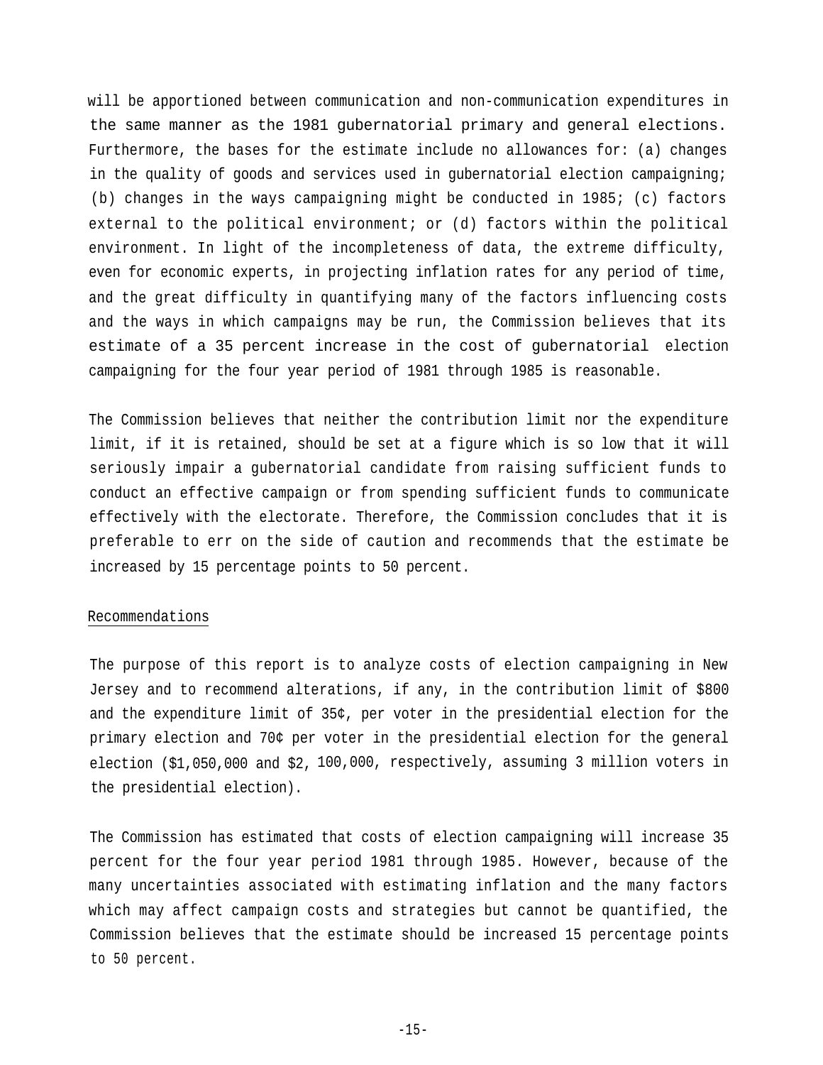will be apportioned between communication and non-communication expenditures in the same manner as the 1981 gubernatorial primary and general elections. Furthermore, the bases for the estimate include no allowances for: (a) changes in the quality of goods and services used in gubernatorial election campaigning; (b) changes in the ways campaigning might be conducted in 1985; (c) factors external to the political environment; or (d) factors within the political environment. In light of the incompleteness of data, the extreme difficulty, even for economic experts, in projecting inflation rates for any period of time, and the great difficulty in quantifying many of the factors influencing costs and the ways in which campaigns may be run, the Commission believes that its estimate of a 35 percent increase in the cost of gubernatorial election campaigning for the four year period of 1981 through 1985 is reasonable.

The Commission believes that neither the contribution limit nor the expenditure limit, if it is retained, should be set at a figure which is so low that it will seriously impair a gubernatorial candidate from raising sufficient funds to conduct an effective campaign or from spending sufficient funds to communicate effectively with the electorate. Therefore, the Commission concludes that it is preferable to err on the side of caution and recommends that the estimate be increased by 15 percentage points to 50 percent.

## Recommendations

The purpose of this report is to analyze costs of election campaigning in New Jersey and to recommend alterations, if any, in the contribution limit of $800 and the expenditure limit of 35¢, per voter in the presidential election for the primary election and 70¢ per voter in the presidential election for the general election ($1,050,000 and $2, 100,000, respectively, assuming 3 million voters in the presidential election).

The Commission has estimated that costs of election campaigning will increase 35 percent for the four year period 1981 through 1985. However, because of the many uncertainties associated with estimating inflation and the many factors which may affect campaign costs and strategies but cannot be quantified, the Commission believes that the estimate should be increased 15 percentage points to 50 percent.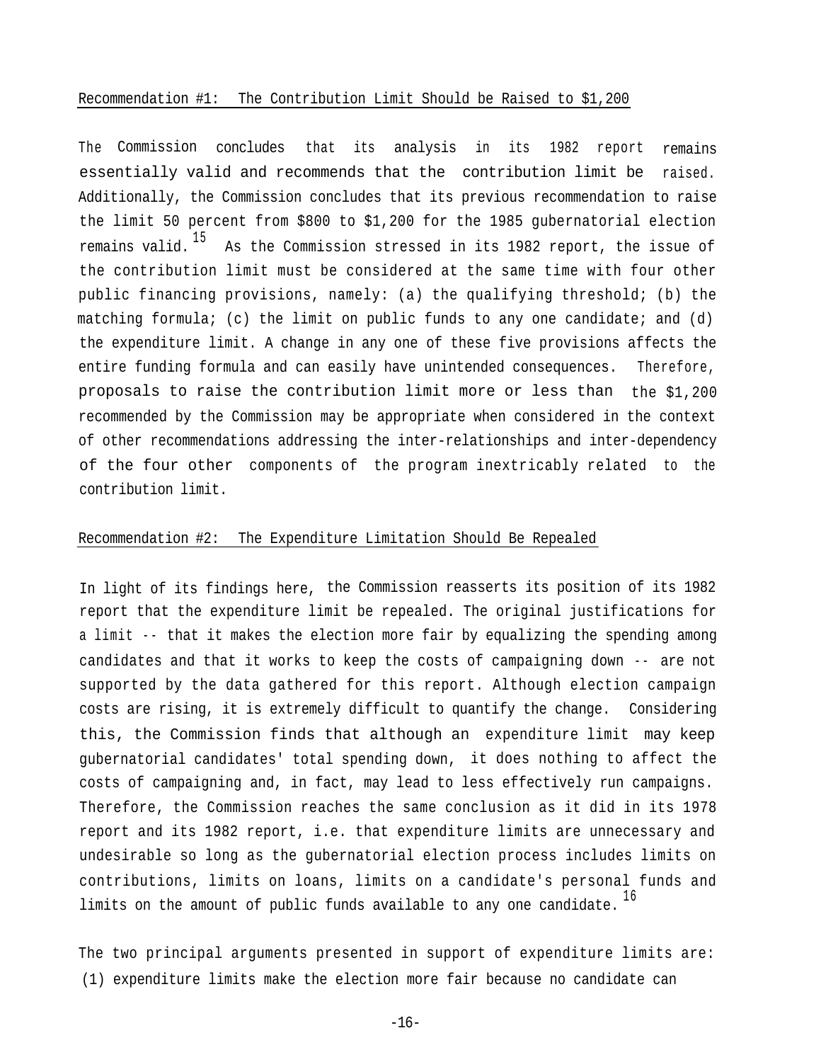Recommendation #1: The Contribution Limit Should be Raised to $1,200

The Commission concludes that its analysis in its 1982 report remains essentially valid and recommends that the contribution limit be raised. Additionally, the Commission concludes that its previous recommendation to raise the limit 50 percent from $800 to $1,200 for the 1985 gubernatorial election remains valid.[15] As the Commission stressed in its 1982 report, the issue of the contribution limit must be considered at the same time with four other public financing provisions, namely: (a) the qualifying threshold; (b) the matching formula; (c) the limit on public funds to any one candidate; and (d) the expenditure limit. A change in any one of these five provisions affects the entire funding formula and can easily have unintended consequences. Therefore, proposals to raise the contribution limit more or less than the $1,200 recommended by the Commission may be appropriate when considered in the context of other recommendations addressing the inter-relationships and inter-dependency of the four other components of the program inextricably related to the contribution limit.

Recommendation #2: The Expenditure Limitation Should Be Repealed

In light of its findings here, the Commission reasserts its position of its 1982 report that the expenditure limit be repealed. The original justifications for a limit -- that it makes the election more fair by equalizing the spending among candidates and that it works to keep the costs of campaigning down -- are not supported by the data gathered for this report. Although election campaign costs are rising, it is extremely difficult to quantify the change. Considering this, the Commission finds that although an expenditure limit may keep gubernatorial candidates' total spending down, it does nothing to affect the costs of campaigning and, in fact, may lead to less effectively run campaigns. Therefore, the Commission reaches the same conclusion as it did in its 1978 report and its 1982 report, i.e. that expenditure limits are unnecessary and undesirable so long as the gubernatorial election process includes limits on contributions, limits on loans, limits on a candidate's personal funds and limits on the amount of public funds available to any one candidate.[16]

The two principal arguments presented in support of expenditure limits are: (1) expenditure limits make the election more fair because no candidate can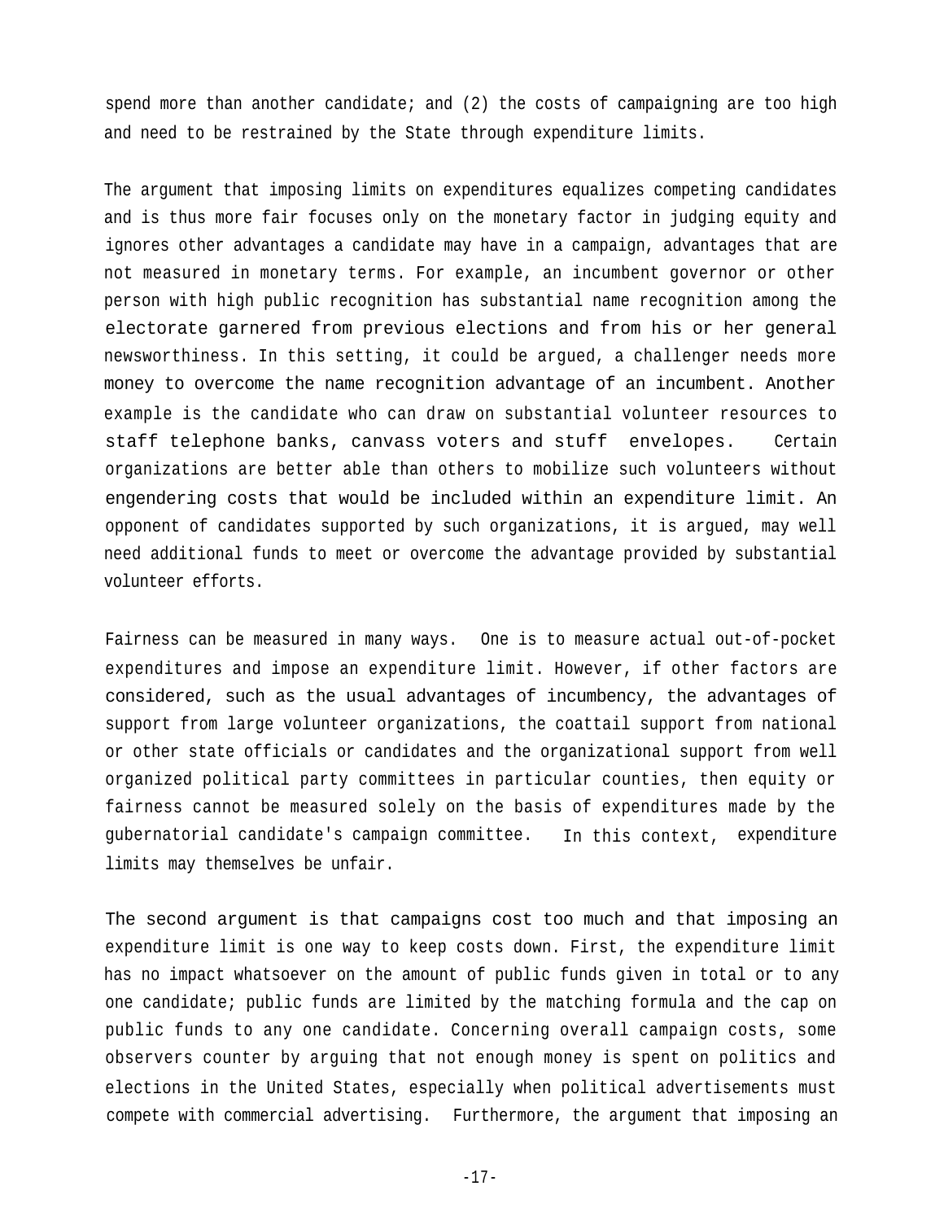spend more than another candidate; and (2) the costs of campaigning are too high and need to be restrained by the State through expenditure limits.

The argument that imposing limits on expenditures equalizes competing candidates and is thus more fair focuses only on the monetary factor in judging equity and ignores other advantages a candidate may have in a campaign, advantages that are not measured in monetary terms. For example, an incumbent governor or other person with high public recognition has substantial name recognition among the electorate garnered from previous elections and from his or her general newsworthiness. In this setting, it could be argued, a challenger needs more money to overcome the name recognition advantage of an incumbent. Another example is the candidate who can draw on substantial volunteer resources to staff telephone banks, canvass voters and stuff envelopes. Certain organizations are better able than others to mobilize such volunteers without engendering costs that would be included within an expenditure limit. An opponent of candidates supported by such organizations, it is argued, may well need additional funds to meet or overcome the advantage provided by substantial volunteer efforts.

Fairness can be measured in many ways. One is to measure actual out-of-pocket expenditures and impose an expenditure limit. However, if other factors are considered, such as the usual advantages of incumbency, the advantages of support from large volunteer organizations, the coattail support from national or other state officials or candidates and the organizational support from well organized political party committees in particular counties, then equity or fairness cannot be measured solely on the basis of expenditures made by the gubernatorial candidate's campaign committee. In this context, expenditure limits may themselves be unfair.

The second argument is that campaigns cost too much and that imposing an expenditure limit is one way to keep costs down. First, the expenditure limit has no impact whatsoever on the amount of public funds given in total or to any one candidate; public funds are limited by the matching formula and the cap on public funds to any one candidate. Concerning overall campaign costs, some observers counter by arguing that not enough money is spent on politics and elections in the United States, especially when political advertisements must compete with commercial advertising. Furthermore, the argument that imposing an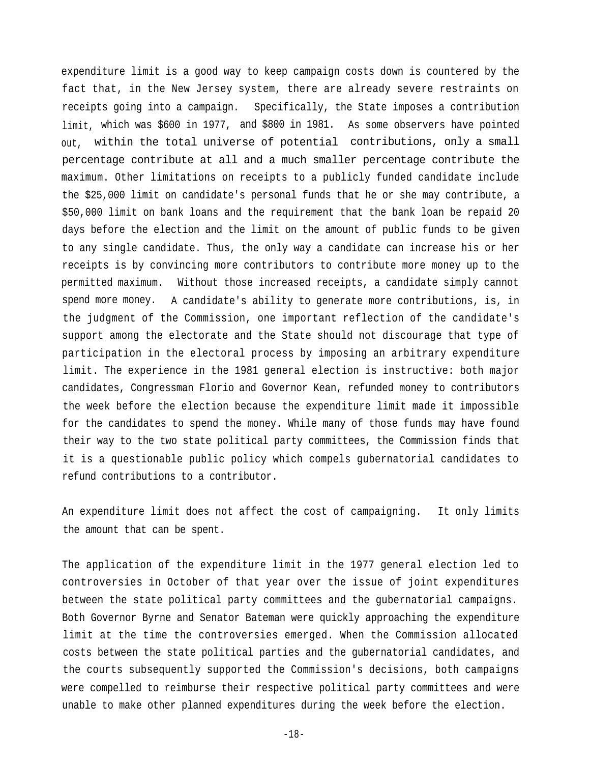expenditure limit is a good way to keep campaign costs down is countered by the fact that, in the New Jersey system, there are already severe restraints on receipts going into a campaign. Specifically, the State imposes a contribution limit, which was $600 in 1977, and $800 in 1981. As some observers have pointed out, within the total universe of potential contributions, only a small percentage contribute at all and a much smaller percentage contribute the maximum. Other limitations on receipts to a publicly funded candidate include the $25,000 limit on candidate's personal funds that he or she may contribute, a $50,000 limit on bank loans and the requirement that the bank loan be repaid 20 days before the election and the limit on the amount of public funds to be given to any single candidate. Thus, the only way a candidate can increase his or her receipts is by convincing more contributors to contribute more money up to the permitted maximum. Without those increased receipts, a candidate simply cannot spend more money. A candidate's ability to generate more contributions, is, in the judgment of the Commission, one important reflection of the candidate's support among the electorate and the State should not discourage that type of participation in the electoral process by imposing an arbitrary expenditure limit. The experience in the 1981 general election is instructive: both major candidates, Congressman Florio and Governor Kean, refunded money to contributors the week before the election because the expenditure limit made it impossible for the candidates to spend the money. While many of those funds may have found their way to the two state political party committees, the Commission finds that it is a questionable public policy which compels gubernatorial candidates to refund contributions to a contributor.

An expenditure limit does not affect the cost of campaigning. It only limits the amount that can be spent.

The application of the expenditure limit in the 1977 general election led to controversies in October of that year over the issue of joint expenditures between the state political party committees and the gubernatorial campaigns. Both Governor Byrne and Senator Bateman were quickly approaching the expenditure limit at the time the controversies emerged. When the Commission allocated costs between the state political parties and the gubernatorial candidates, and the courts subsequently supported the Commission's decisions, both campaigns were compelled to reimburse their respective political party committees and were unable to make other planned expenditures during the week before the election.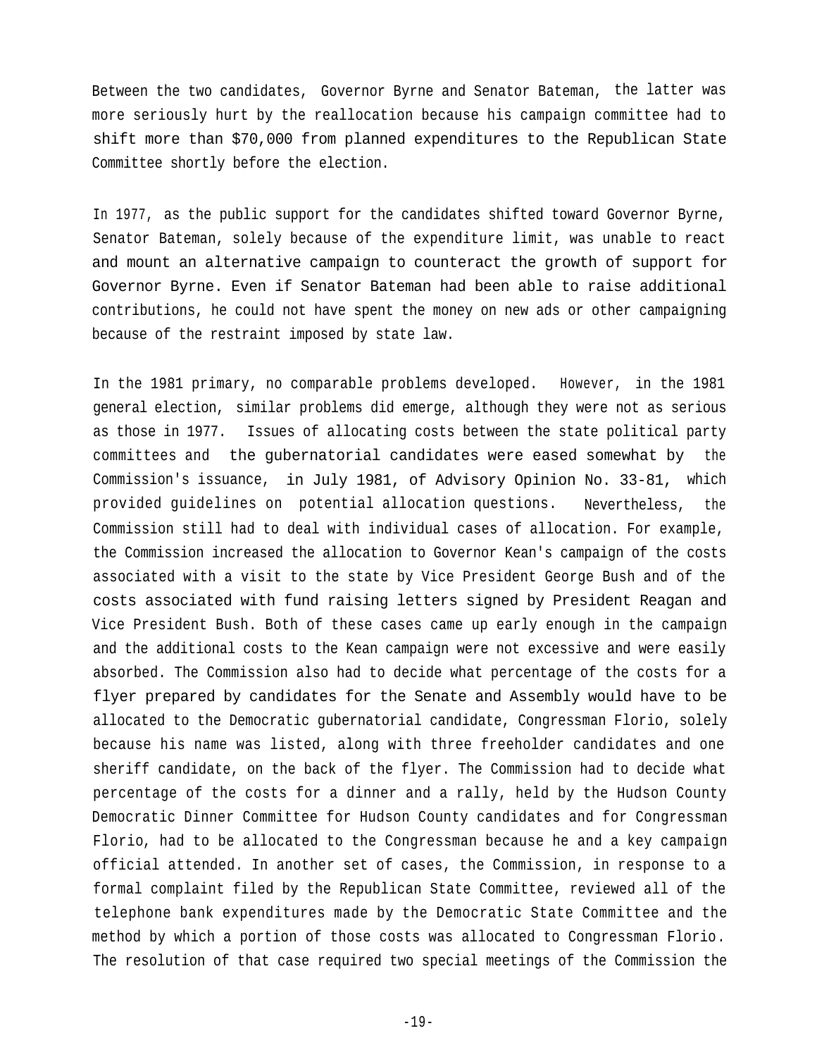Between the two candidates, Governor Byrne and Senator Bateman, the latter was more seriously hurt by the reallocation because his campaign committee had to shift more than $70,000 from planned expenditures to the Republican State Committee shortly before the election.

In 1977, as the public support for the candidates shifted toward Governor Byrne, Senator Bateman, solely because of the expenditure limit, was unable to react and mount an alternative campaign to counteract the growth of support for Governor Byrne. Even if Senator Bateman had been able to raise additional contributions, he could not have spent the money on new ads or other campaigning because of the restraint imposed by state law.

In the 1981 primary, no comparable problems developed. However, in the 1981 general election, similar problems did emerge, although they were not as serious as those in 1977. Issues of allocating costs between the state political party committees and the gubernatorial candidates were eased somewhat by the Commission's issuance, in July 1981, of Advisory Opinion No. 33-81, which provided guidelines on potential allocation questions. Nevertheless, the Commission still had to deal with individual cases of allocation. For example, the Commission increased the allocation to Governor Kean's campaign of the costs associated with a visit to the state by Vice President George Bush and of the costs associated with fund raising letters signed by President Reagan and Vice President Bush. Both of these cases came up early enough in the campaign and the additional costs to the Kean campaign were not excessive and were easily absorbed. The Commission also had to decide what percentage of the costs for a flyer prepared by candidates for the Senate and Assembly would have to be allocated to the Democratic gubernatorial candidate, Congressman Florio, solely because his name was listed, along with three freeholder candidates and one sheriff candidate, on the back of the flyer. The Commission had to decide what percentage of the costs for a dinner and a rally, held by the Hudson County Democratic Dinner Committee for Hudson County candidates and for Congressman Florio, had to be allocated to the Congressman because he and a key campaign official attended. In another set of cases, the Commission, in response to a formal complaint filed by the Republican State Committee, reviewed all of the telephone bank expenditures made by the Democratic State Committee and the method by which a portion of those costs was allocated to Congressman Florio. The resolution of that case required two special meetings of the Commission the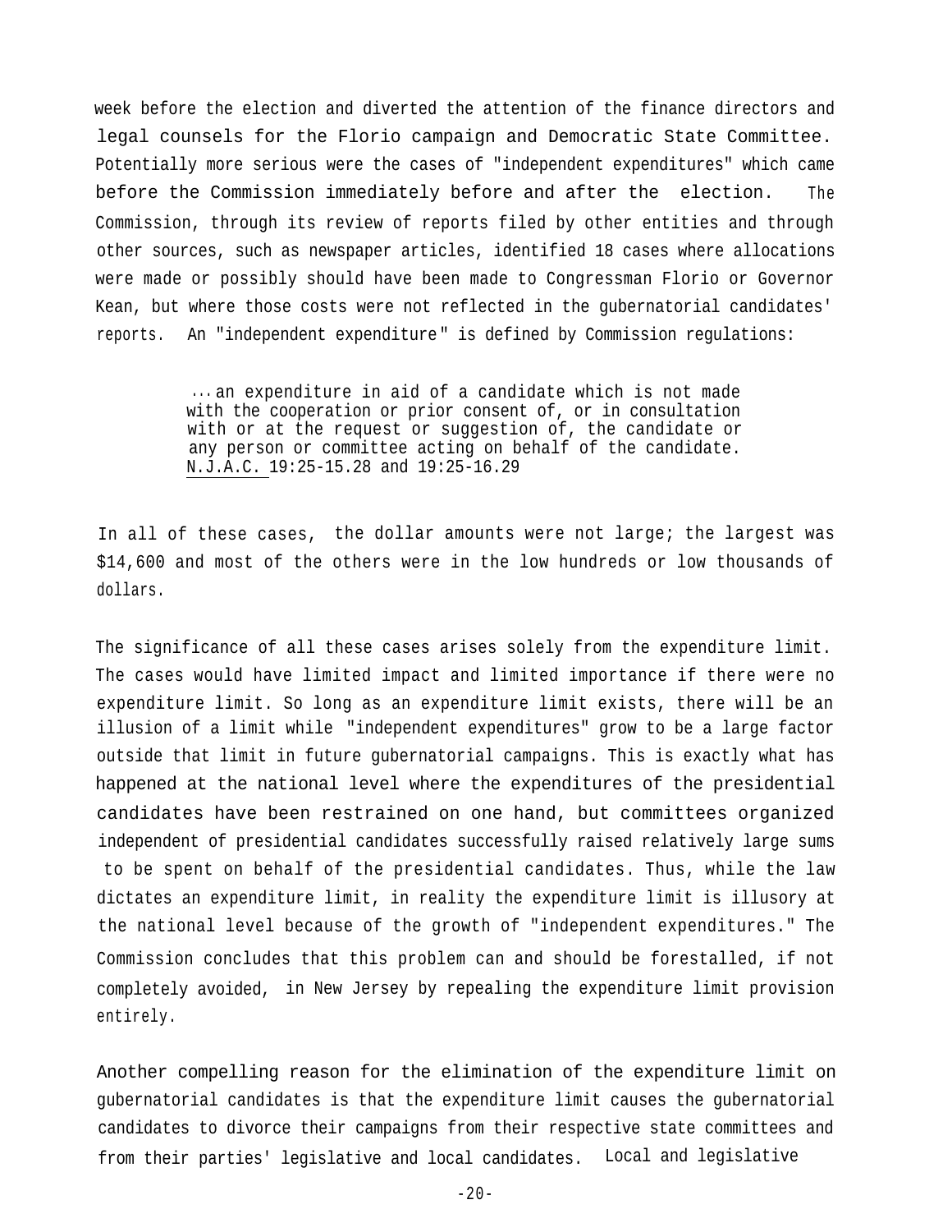week before the election and diverted the attention of the finance directors and legal counsels for the Florio campaign and Democratic State Committee. Potentially more serious were the cases of "independent expenditures" which came before the Commission immediately before and after the election. The Commission, through its review of reports filed by other entities and through other sources, such as newspaper articles, identified 18 cases where allocations were made or possibly should have been made to Congressman Florio or Governor Kean, but where those costs were not reflected in the gubernatorial candidates' reports. An "independent expenditure" is defined by Commission regulations:

> ...an expenditure in aid of a candidate which is not made with the cooperation or prior consent of, or in consultation with or at the request or suggestion of, the candidate or any person or committee acting on behalf of the candidate. N.J.A.C. 19:25-15.28 and 19:25-16.29

In all of these cases, the dollar amounts were not large; the largest was $14,600 and most of the others were in the low hundreds or low thousands of dollars.

The significance of all these cases arises solely from the expenditure limit. The cases would have limited impact and limited importance if there were no expenditure limit. So long as an expenditure limit exists, there will be an illusion of a limit while "independent expenditures" grow to be a large factor outside that limit in future gubernatorial campaigns. This is exactly what has happened at the national level where the expenditures of the presidential candidates have been restrained on one hand, but committees organized independent of presidential candidates successfully raised relatively large sums to be spent on behalf of the presidential candidates. Thus, while the law dictates an expenditure limit, in reality the expenditure limit is illusory at the national level because of the growth of "independent expenditures." The Commission concludes that this problem can and should be forestalled, if not completely avoided, in New Jersey by repealing the expenditure limit provision entirely.

Another compelling reason for the elimination of the expenditure limit on gubernatorial candidates is that the expenditure limit causes the gubernatorial candidates to divorce their campaigns from their respective state committees and from their parties' legislative and local candidates. Local and legislative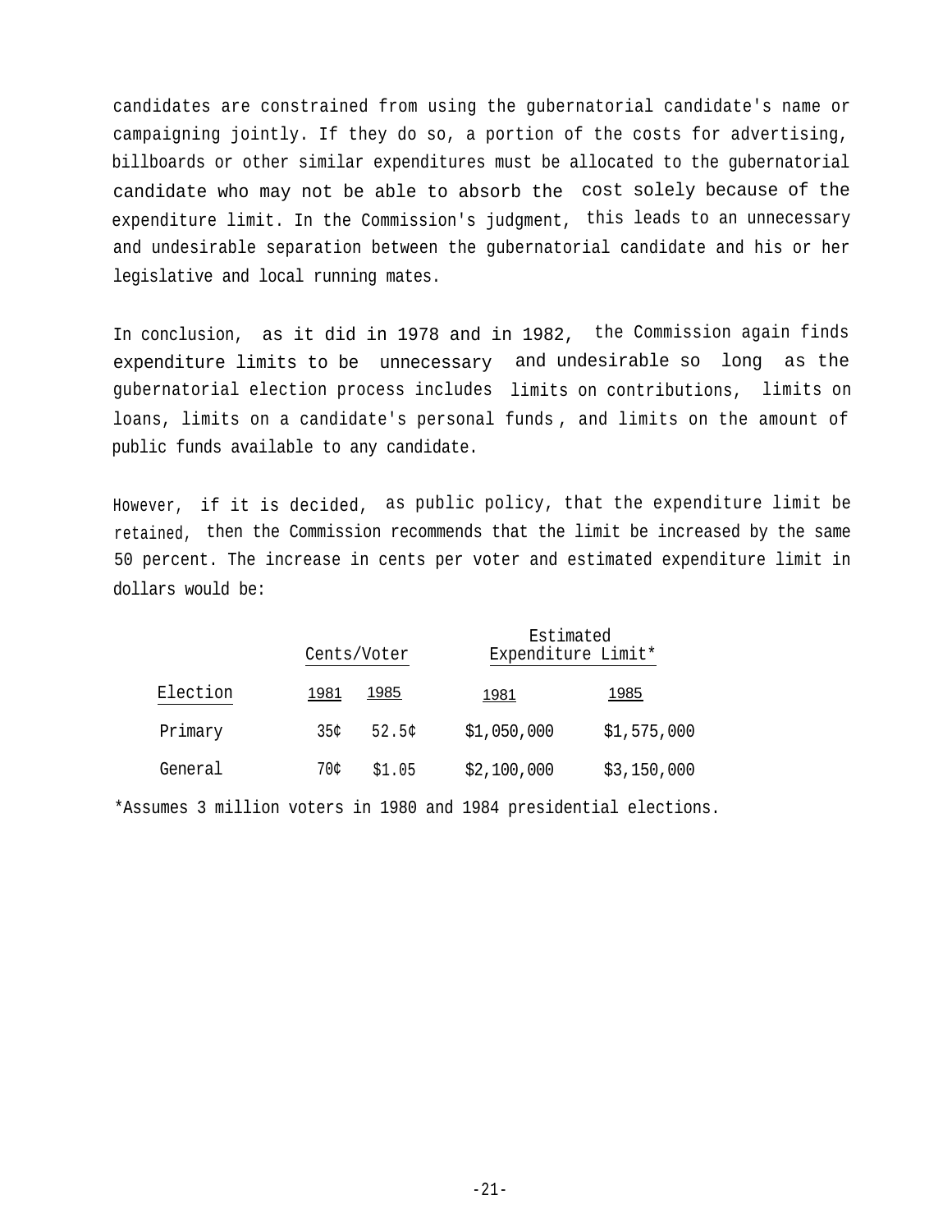candidates are constrained from using the gubernatorial candidate's name or campaigning jointly. If they do so, a portion of the costs for advertising, billboards or other similar expenditures must be allocated to the gubernatorial candidate who may not be able to absorb the cost solely because of the expenditure limit. In the Commission's judgment, this leads to an unnecessary and undesirable separation between the gubernatorial candidate and his or her legislative and local running mates.

In conclusion, as it did in 1978 and in 1982, the Commission again finds expenditure limits to be unnecessary and undesirable so long as the gubernatorial election process includes limits on contributions, limits on loans, limits on a candidate's personal funds, and limits on the amount of public funds available to any candidate.

However, if it is decided, as public policy, that the expenditure limit be retained, then the Commission recommends that the limit be increased by the same 50 percent. The increase in cents per voter and estimated expenditure limit in dollars would be:

| | Cents/Voter | | Estimated Expenditure Limit* | |
|---|---|---|---|---|
| Election | 1981 | 1985 | 1981 | 1985 |
| Primary | 35¢ | 52.5¢ | $1,050,000 | $1,575,000 |
| General | 70¢ | $1.05 | $2,100,000 | $3,150,000 |

*Assumes 3 million voters in 1980 and 1984 presidential elections.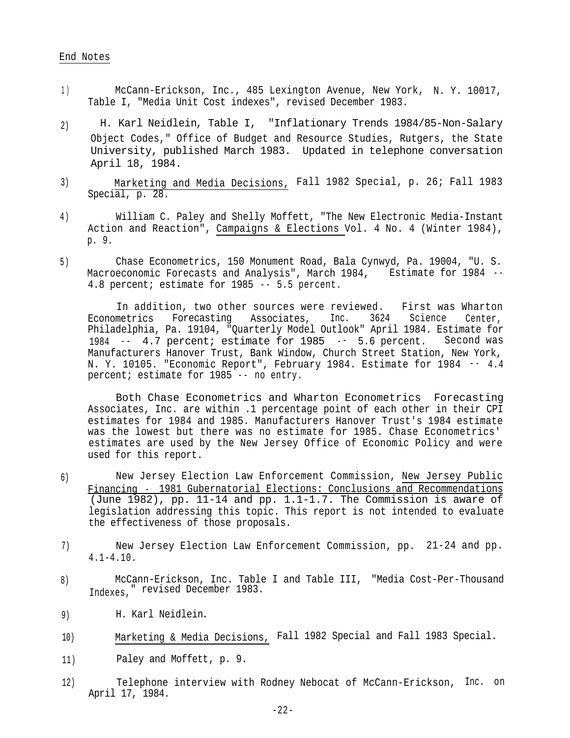End Notes

1) McCann-Erickson, Inc., 485 Lexington Avenue, New York, N. Y. 10017, Table I, "Media Unit Cost indexes", revised December 1983.

2) H. Karl Neidlein, Table I, "Inflationary Trends 1984/85-Non-Salary Object Codes," Office of Budget and Resource Studies, Rutgers, the State University, published March 1983. Updated in telephone conversation April 18, 1984.

3) Marketing and Media Decisions, Fall 1982 Special, p. 26; Fall 1983 Special, p. 28.

4) William C. Paley and Shelly Moffett, "The New Electronic Media-Instant Action and Reaction", Campaigns & Elections Vol. 4 No. 4 (Winter 1984), p. 9.

5) Chase Econometrics, 150 Monument Road, Bala Cynwyd, Pa. 19004, "U. S. Macroeconomic Forecasts and Analysis", March 1984, Estimate for 1984 -- 4.8 percent; estimate for 1985 -- 5.5 percent.

   In addition, two other sources were reviewed. First was Wharton Econometrics Forecasting Associates, Inc. 3624 Science Center, Philadelphia, Pa. 19104, "Quarterly Model Outlook" April 1984. Estimate for 1984 -- 4.7 percent; estimate for 1985 -- 5.6 percent. Second was Manufacturers Hanover Trust, Bank Window, Church Street Station, New York, N. Y. 10105. "Economic Report", February 1984. Estimate for 1984 -- 4.4 percent; estimate for 1985 -- no entry.

   Both Chase Econometrics and Wharton Econometrics Forecasting Associates, Inc. are within .1 percentage point of each other in their CPI estimates for 1984 and 1985. Manufacturers Hanover Trust's 1984 estimate was the lowest but there was no estimate for 1985. Chase Econometrics' estimates are used by the New Jersey Office of Economic Policy and were used for this report.

6) New Jersey Election Law Enforcement Commission, New Jersey Public Financing - 1981 Gubernatorial Elections: Conclusions and Recommendations (June 1982), pp. 11-14 and pp. 1.1-1.7. The Commission is aware of legislation addressing this topic. This report is not intended to evaluate the effectiveness of those proposals.

7) New Jersey Election Law Enforcement Commission, pp. 21-24 and pp. 4.1-4.10.

8) McCann-Erickson, Inc. Table I and Table III, "Media Cost-Per-Thousand Indexes," revised December 1983.

9) H. Karl Neidlein.

10) Marketing & Media Decisions, Fall 1982 Special and Fall 1983 Special.

11) Paley and Moffett, p. 9.

12) Telephone interview with Rodney Nebocat of McCann-Erickson, Inc. on April 17, 1984.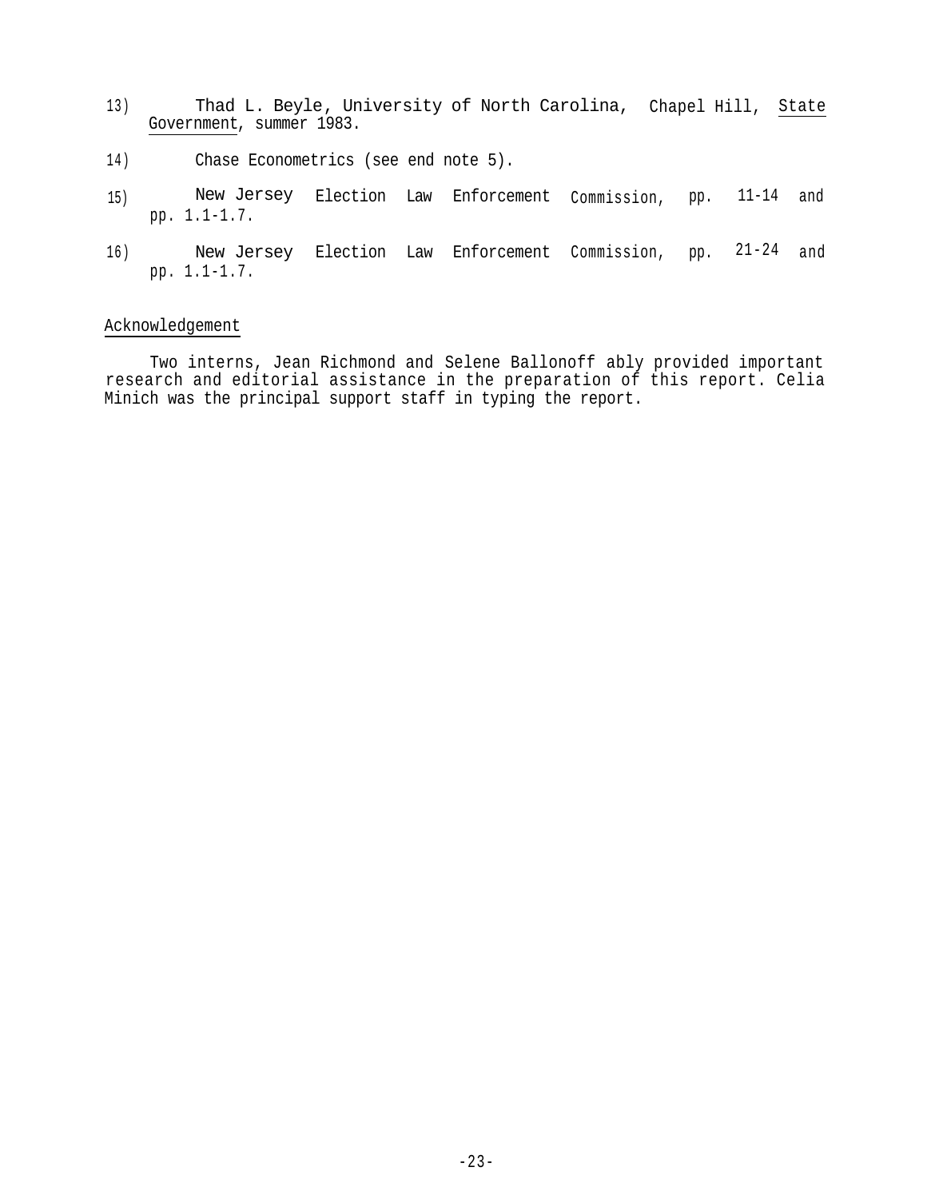13) Thad L. Beyle, University of North Carolina, Chapel Hill, State Government, summer 1983.

14) Chase Econometrics (see end note 5).

15) New Jersey Election Law Enforcement Commission, pp. 11-14 and pp. 1.1-1.7.

16) New Jersey Election Law Enforcement Commission, pp. 21-24 and pp. 1.1-1.7.

## Acknowledgement

Two interns, Jean Richmond and Selene Ballonoff ably provided important research and editorial assistance in the preparation of this report. Celia Minich was the principal support staff in typing the report.